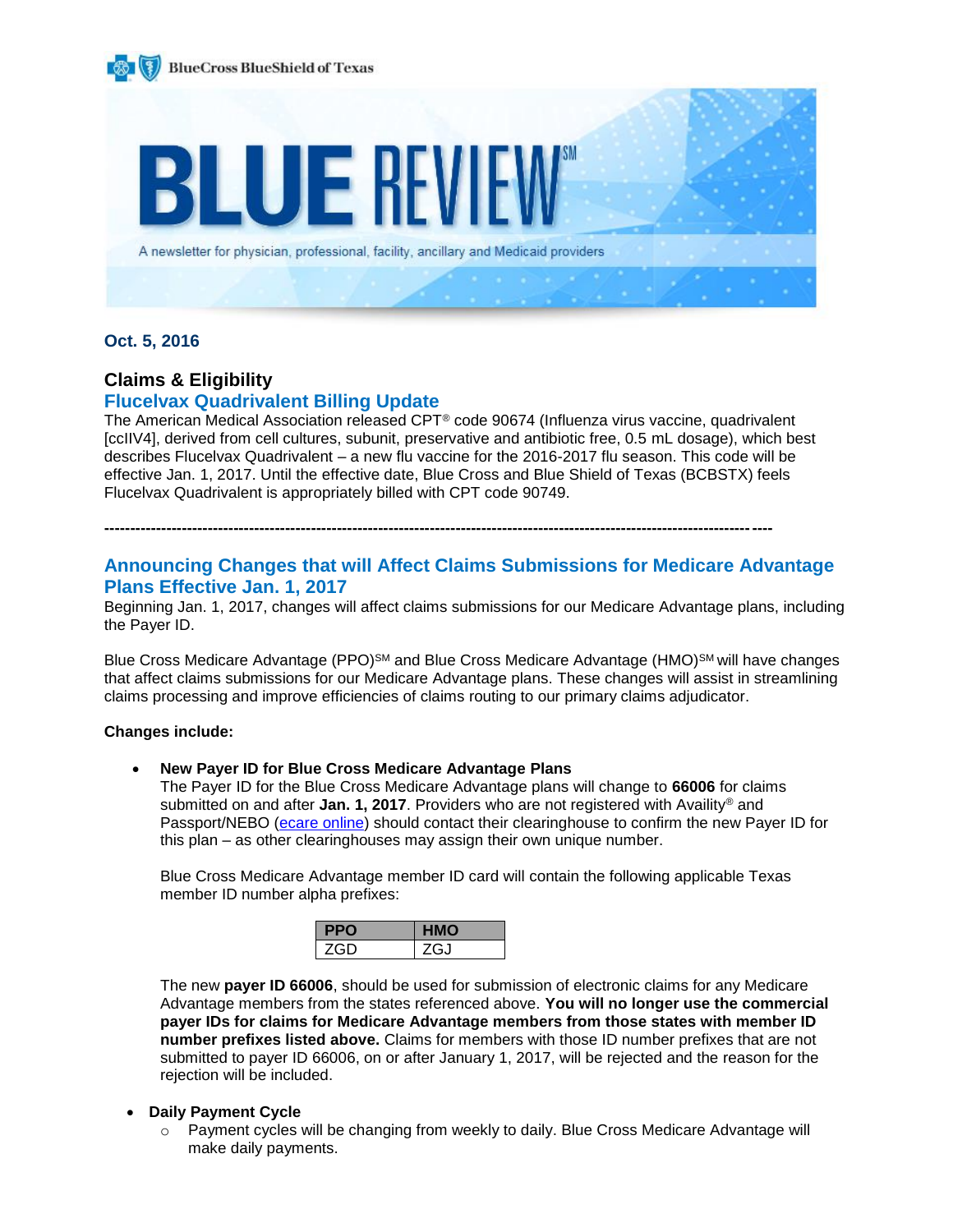BlueCross BlueShield of Texas

# BLUE REVIEW℠

A newsletter for physician, professional, facility, ancillary and Medicaid providers

**Oct. 5, 2016**

## Claims & Eligibility

### Flucelvax Quadrivalent Billing Update

The American Medical Association released CPT® code 90674 (Influenza virus vaccine, quadrivalent [ccIIV4], derived from cell cultures, subunit, preservative and antibiotic free, 0.5 mL dosage), which best describes Flucelvax Quadrivalent – a new flu vaccine for the 2016-2017 flu season. This code will be effective Jan. 1, 2017. Until the effective date, Blue Cross and Blue Shield of Texas (BCBSTX) feels Flucelvax Quadrivalent is appropriately billed with CPT code 90749.

---

### Announcing Changes that will Affect Claims Submissions for Medicare Advantage Plans Effective Jan. 1, 2017

Beginning Jan. 1, 2017, changes will affect claims submissions for our Medicare Advantage plans, including the Payer ID.

Blue Cross Medicare Advantage (PPO)℠ and Blue Cross Medicare Advantage (HMO)℠ will have changes that affect claims submissions for our Medicare Advantage plans. These changes will assist in streamlining claims processing and improve efficiencies of claims routing to our primary claims adjudicator.

**Changes include:**

- **New Payer ID for Blue Cross Medicare Advantage Plans**

  The Payer ID for the Blue Cross Medicare Advantage plans will change to **66006** for claims submitted on and after **Jan. 1, 2017**. Providers who are not registered with Availity® and Passport/NEBO (ecare online) should contact their clearinghouse to confirm the new Payer ID for this plan – as other clearinghouses may assign their own unique number.

  Blue Cross Medicare Advantage member ID card will contain the following applicable Texas member ID number alpha prefixes:

  | PPO | HMO |
  |---|---|
  | ZGD | ZGJ |

  The new **payer ID 66006**, should be used for submission of electronic claims for any Medicare Advantage members from the states referenced above. **You will no longer use the commercial payer IDs for claims for Medicare Advantage members from those states with member ID number prefixes listed above.** Claims for members with those ID number prefixes that are not submitted to payer ID 66006, on or after January 1, 2017, will be rejected and the reason for the rejection will be included.

- **Daily Payment Cycle**
  - Payment cycles will be changing from weekly to daily. Blue Cross Medicare Advantage will make daily payments.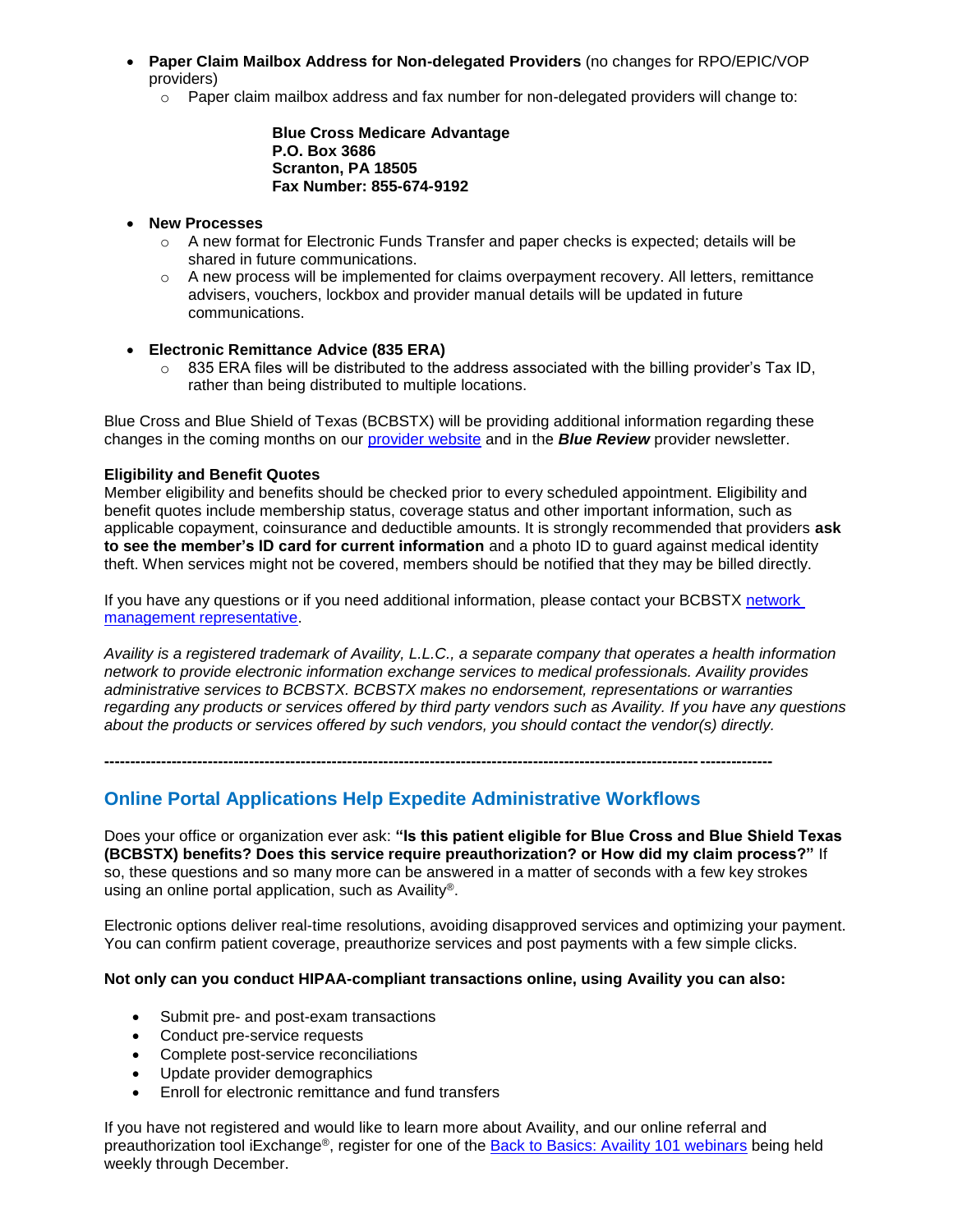- **Paper Claim Mailbox Address for Non-delegated Providers** (no changes for RPO/EPIC/VOP providers)
  - Paper claim mailbox address and fax number for non-delegated providers will change to:

    **Blue Cross Medicare Advantage**
    **P.O. Box 3686**
    **Scranton, PA 18505**
    **Fax Number: 855-674-9192**

- **New Processes**
  - A new format for Electronic Funds Transfer and paper checks is expected; details will be shared in future communications.
  - A new process will be implemented for claims overpayment recovery. All letters, remittance advisers, vouchers, lockbox and provider manual details will be updated in future communications.

- **Electronic Remittance Advice (835 ERA)**
  - 835 ERA files will be distributed to the address associated with the billing provider's Tax ID, rather than being distributed to multiple locations.

Blue Cross and Blue Shield of Texas (BCBSTX) will be providing additional information regarding these changes in the coming months on our provider website and in the ***Blue Review*** provider newsletter.

**Eligibility and Benefit Quotes**
Member eligibility and benefits should be checked prior to every scheduled appointment. Eligibility and benefit quotes include membership status, coverage status and other important information, such as applicable copayment, coinsurance and deductible amounts. It is strongly recommended that providers **ask to see the member's ID card for current information** and a photo ID to guard against medical identity theft. When services might not be covered, members should be notified that they may be billed directly.

If you have any questions or if you need additional information, please contact your BCBSTX network management representative.

*Availity is a registered trademark of Availity, L.L.C., a separate company that operates a health information network to provide electronic information exchange services to medical professionals. Availity provides administrative services to BCBSTX. BCBSTX makes no endorsement, representations or warranties regarding any products or services offered by third party vendors such as Availity. If you have any questions about the products or services offered by such vendors, you should contact the vendor(s) directly.*

---

## Online Portal Applications Help Expedite Administrative Workflows

Does your office or organization ever ask: **"Is this patient eligible for Blue Cross and Blue Shield Texas (BCBSTX) benefits? Does this service require preauthorization? or How did my claim process?"** If so, these questions and so many more can be answered in a matter of seconds with a few key strokes using an online portal application, such as Availity®.

Electronic options deliver real-time resolutions, avoiding disapproved services and optimizing your payment. You can confirm patient coverage, preauthorize services and post payments with a few simple clicks.

**Not only can you conduct HIPAA-compliant transactions online, using Availity you can also:**

- Submit pre- and post-exam transactions
- Conduct pre-service requests
- Complete post-service reconciliations
- Update provider demographics
- Enroll for electronic remittance and fund transfers

If you have not registered and would like to learn more about Availity, and our online referral and preauthorization tool iExchange®, register for one of the Back to Basics: Availity 101 webinars being held weekly through December.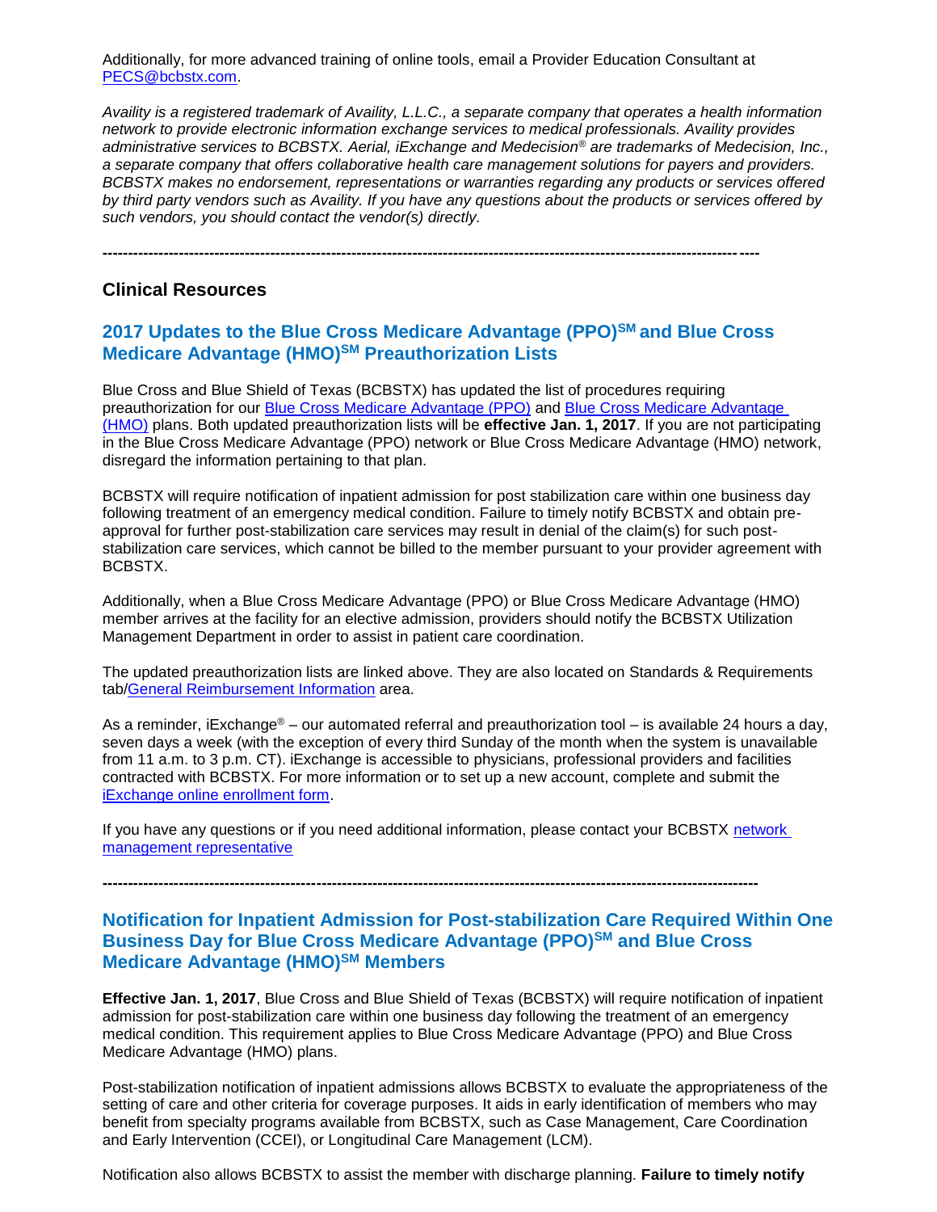Additionally, for more advanced training of online tools, email a Provider Education Consultant at [PECS@bcbstx.com](mailto:PECS@bcbstx.com).

*Availity is a registered trademark of Availity, L.L.C., a separate company that operates a health information network to provide electronic information exchange services to medical professionals. Availity provides administrative services to BCBSTX. Aerial, iExchange and Medecision® are trademarks of Medecision, Inc., a separate company that offers collaborative health care management solutions for payers and providers. BCBSTX makes no endorsement, representations or warranties regarding any products or services offered by third party vendors such as Availity. If you have any questions about the products or services offered by such vendors, you should contact the vendor(s) directly.*

---

## Clinical Resources

### 2017 Updates to the Blue Cross Medicare Advantage (PPO)SM and Blue Cross Medicare Advantage (HMO)SM Preauthorization Lists

Blue Cross and Blue Shield of Texas (BCBSTX) has updated the list of procedures requiring preauthorization for our Blue Cross Medicare Advantage (PPO) and Blue Cross Medicare Advantage (HMO) plans. Both updated preauthorization lists will be **effective Jan. 1, 2017**. If you are not participating in the Blue Cross Medicare Advantage (PPO) network or Blue Cross Medicare Advantage (HMO) network, disregard the information pertaining to that plan.

BCBSTX will require notification of inpatient admission for post stabilization care within one business day following treatment of an emergency medical condition. Failure to timely notify BCBSTX and obtain pre-approval for further post-stabilization care services may result in denial of the claim(s) for such post-stabilization care services, which cannot be billed to the member pursuant to your provider agreement with BCBSTX.

Additionally, when a Blue Cross Medicare Advantage (PPO) or Blue Cross Medicare Advantage (HMO) member arrives at the facility for an elective admission, providers should notify the BCBSTX Utilization Management Department in order to assist in patient care coordination.

The updated preauthorization lists are linked above. They are also located on Standards & Requirements tab/General Reimbursement Information area.

As a reminder, iExchange® – our automated referral and preauthorization tool – is available 24 hours a day, seven days a week (with the exception of every third Sunday of the month when the system is unavailable from 11 a.m. to 3 p.m. CT). iExchange is accessible to physicians, professional providers and facilities contracted with BCBSTX. For more information or to set up a new account, complete and submit the iExchange online enrollment form.

If you have any questions or if you need additional information, please contact your BCBSTX network management representative

---

### Notification for Inpatient Admission for Post-stabilization Care Required Within One Business Day for Blue Cross Medicare Advantage (PPO)SM and Blue Cross Medicare Advantage (HMO)SM Members

**Effective Jan. 1, 2017**, Blue Cross and Blue Shield of Texas (BCBSTX) will require notification of inpatient admission for post-stabilization care within one business day following the treatment of an emergency medical condition. This requirement applies to Blue Cross Medicare Advantage (PPO) and Blue Cross Medicare Advantage (HMO) plans.

Post-stabilization notification of inpatient admissions allows BCBSTX to evaluate the appropriateness of the setting of care and other criteria for coverage purposes. It aids in early identification of members who may benefit from specialty programs available from BCBSTX, such as Case Management, Care Coordination and Early Intervention (CCEI), or Longitudinal Care Management (LCM).

Notification also allows BCBSTX to assist the member with discharge planning. **Failure to timely notify**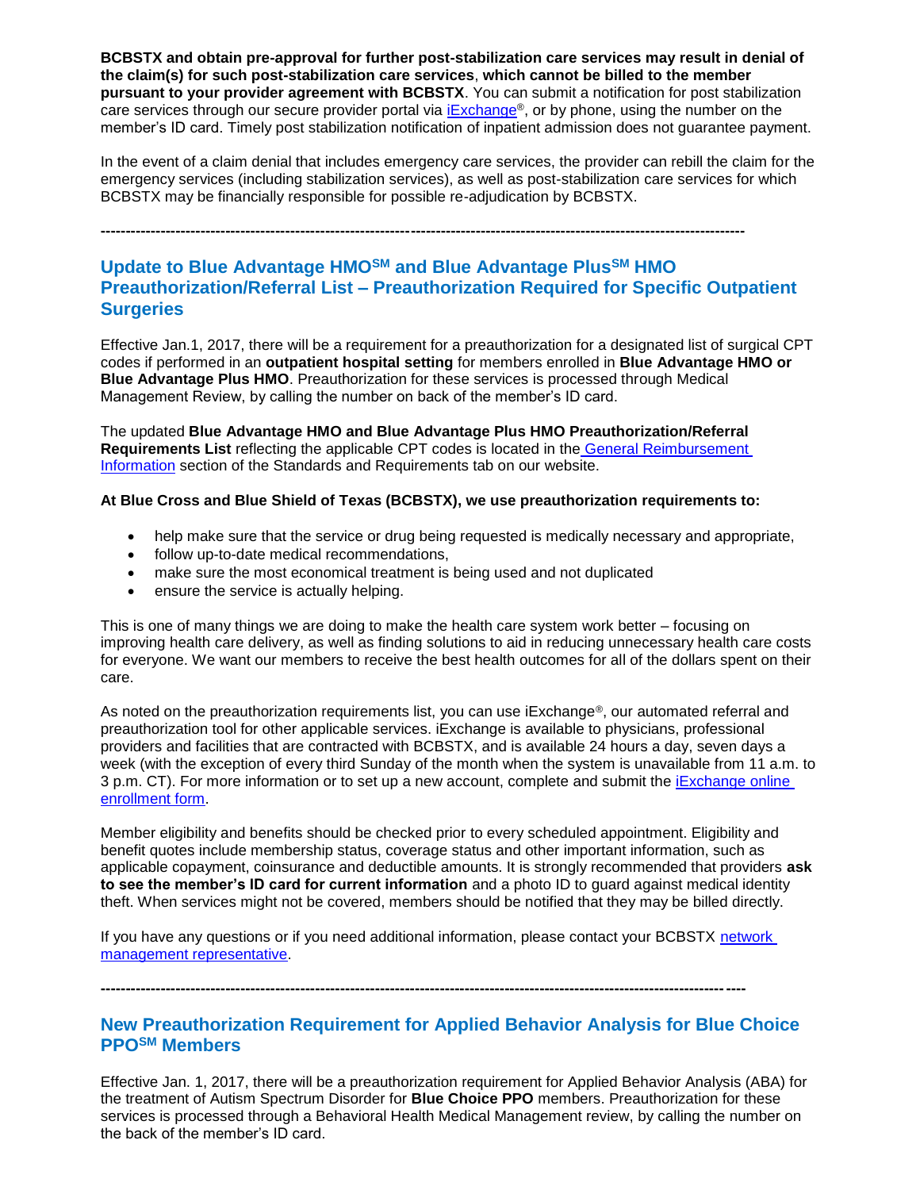**BCBSTX and obtain pre-approval for further post-stabilization care services may result in denial of the claim(s) for such post-stabilization care services**, **which cannot be billed to the member pursuant to your provider agreement with BCBSTX**. You can submit a notification for post stabilization care services through our secure provider portal via iExchange®, or by phone, using the number on the member's ID card. Timely post stabilization notification of inpatient admission does not guarantee payment.

In the event of a claim denial that includes emergency care services, the provider can rebill the claim for the emergency services (including stabilization services), as well as post-stabilization care services for which BCBSTX may be financially responsible for possible re-adjudication by BCBSTX.

---

## Update to Blue Advantage HMO℠ and Blue Advantage Plus℠ HMO Preauthorization/Referral List – Preauthorization Required for Specific Outpatient Surgeries

Effective Jan.1, 2017, there will be a requirement for a preauthorization for a designated list of surgical CPT codes if performed in an **outpatient hospital setting** for members enrolled in **Blue Advantage HMO or Blue Advantage Plus HMO**. Preauthorization for these services is processed through Medical Management Review, by calling the number on back of the member's ID card.

The updated **Blue Advantage HMO and Blue Advantage Plus HMO Preauthorization/Referral Requirements List** reflecting the applicable CPT codes is located in the General Reimbursement Information section of the Standards and Requirements tab on our website.

**At Blue Cross and Blue Shield of Texas (BCBSTX), we use preauthorization requirements to:**

- help make sure that the service or drug being requested is medically necessary and appropriate,
- follow up-to-date medical recommendations,
- make sure the most economical treatment is being used and not duplicated
- ensure the service is actually helping.

This is one of many things we are doing to make the health care system work better – focusing on improving health care delivery, as well as finding solutions to aid in reducing unnecessary health care costs for everyone. We want our members to receive the best health outcomes for all of the dollars spent on their care.

As noted on the preauthorization requirements list, you can use iExchange®, our automated referral and preauthorization tool for other applicable services. iExchange is available to physicians, professional providers and facilities that are contracted with BCBSTX, and is available 24 hours a day, seven days a week (with the exception of every third Sunday of the month when the system is unavailable from 11 a.m. to 3 p.m. CT). For more information or to set up a new account, complete and submit the iExchange online enrollment form.

Member eligibility and benefits should be checked prior to every scheduled appointment. Eligibility and benefit quotes include membership status, coverage status and other important information, such as applicable copayment, coinsurance and deductible amounts. It is strongly recommended that providers **ask to see the member's ID card for current information** and a photo ID to guard against medical identity theft. When services might not be covered, members should be notified that they may be billed directly.

If you have any questions or if you need additional information, please contact your BCBSTX network management representative.

---

## New Preauthorization Requirement for Applied Behavior Analysis for Blue Choice PPO℠ Members

Effective Jan. 1, 2017, there will be a preauthorization requirement for Applied Behavior Analysis (ABA) for the treatment of Autism Spectrum Disorder for **Blue Choice PPO** members. Preauthorization for these services is processed through a Behavioral Health Medical Management review, by calling the number on the back of the member's ID card.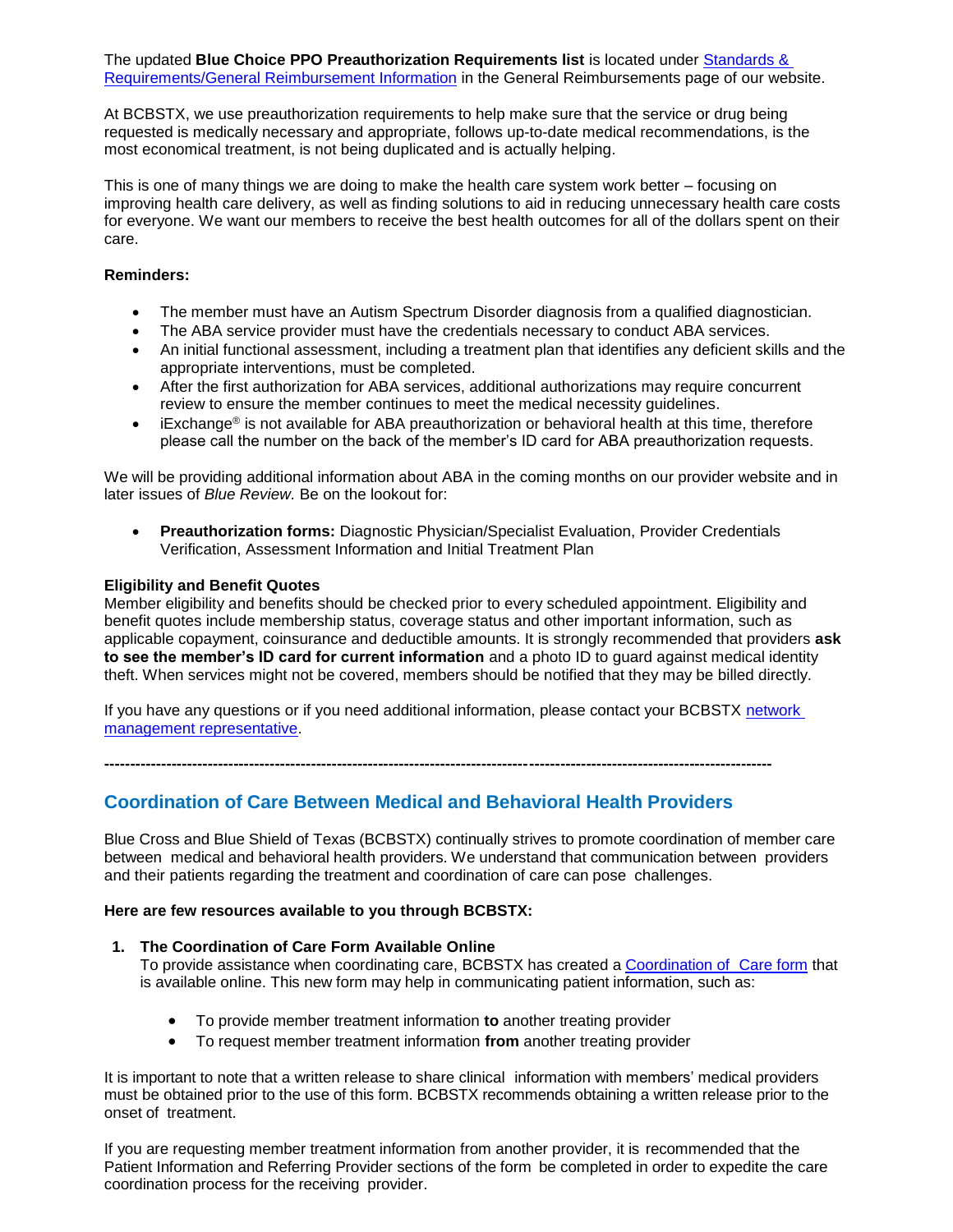The updated **Blue Choice PPO Preauthorization Requirements list** is located under [Standards & Requirements/General Reimbursement Information]() in the General Reimbursements page of our website.

At BCBSTX, we use preauthorization requirements to help make sure that the service or drug being requested is medically necessary and appropriate, follows up-to-date medical recommendations, is the most economical treatment, is not being duplicated and is actually helping.

This is one of many things we are doing to make the health care system work better – focusing on improving health care delivery, as well as finding solutions to aid in reducing unnecessary health care costs for everyone. We want our members to receive the best health outcomes for all of the dollars spent on their care.

**Reminders:**

- The member must have an Autism Spectrum Disorder diagnosis from a qualified diagnostician.
- The ABA service provider must have the credentials necessary to conduct ABA services.
- An initial functional assessment, including a treatment plan that identifies any deficient skills and the appropriate interventions, must be completed.
- After the first authorization for ABA services, additional authorizations may require concurrent review to ensure the member continues to meet the medical necessity guidelines.
- iExchange® is not available for ABA preauthorization or behavioral health at this time, therefore please call the number on the back of the member's ID card for ABA preauthorization requests.

We will be providing additional information about ABA in the coming months on our provider website and in later issues of *Blue Review.* Be on the lookout for:

- **Preauthorization forms:** Diagnostic Physician/Specialist Evaluation, Provider Credentials Verification, Assessment Information and Initial Treatment Plan

**Eligibility and Benefit Quotes**

Member eligibility and benefits should be checked prior to every scheduled appointment. Eligibility and benefit quotes include membership status, coverage status and other important information, such as applicable copayment, coinsurance and deductible amounts. It is strongly recommended that providers **ask to see the member's ID card for current information** and a photo ID to guard against medical identity theft. When services might not be covered, members should be notified that they may be billed directly.

If you have any questions or if you need additional information, please contact your BCBSTX [network management representative]().

---

## Coordination of Care Between Medical and Behavioral Health Providers

Blue Cross and Blue Shield of Texas (BCBSTX) continually strives to promote coordination of member care between medical and behavioral health providers. We understand that communication between providers and their patients regarding the treatment and coordination of care can pose challenges.

**Here are few resources available to you through BCBSTX:**

1. **The Coordination of Care Form Available Online**
   To provide assistance when coordinating care, BCBSTX has created a [Coordination of Care form]() that is available online. This new form may help in communicating patient information, such as:

   - To provide member treatment information **to** another treating provider
   - To request member treatment information **from** another treating provider

It is important to note that a written release to share clinical information with members' medical providers must be obtained prior to the use of this form. BCBSTX recommends obtaining a written release prior to the onset of treatment.

If you are requesting member treatment information from another provider, it is recommended that the Patient Information and Referring Provider sections of the form be completed in order to expedite the care coordination process for the receiving provider.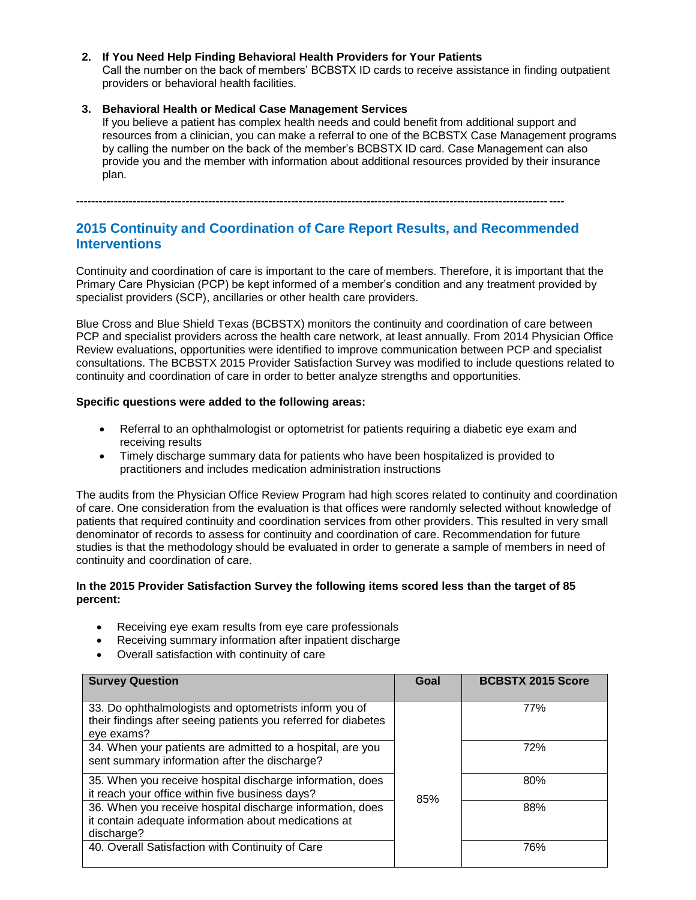2. **If You Need Help Finding Behavioral Health Providers for Your Patients**
   Call the number on the back of members' BCBSTX ID cards to receive assistance in finding outpatient providers or behavioral health facilities.

3. **Behavioral Health or Medical Case Management Services**
   If you believe a patient has complex health needs and could benefit from additional support and resources from a clinician, you can make a referral to one of the BCBSTX Case Management programs by calling the number on the back of the member's BCBSTX ID card. Case Management can also provide you and the member with information about additional resources provided by their insurance plan.

---

## 2015 Continuity and Coordination of Care Report Results, and Recommended Interventions

Continuity and coordination of care is important to the care of members. Therefore, it is important that the Primary Care Physician (PCP) be kept informed of a member's condition and any treatment provided by specialist providers (SCP), ancillaries or other health care providers.

Blue Cross and Blue Shield Texas (BCBSTX) monitors the continuity and coordination of care between PCP and specialist providers across the health care network, at least annually. From 2014 Physician Office Review evaluations, opportunities were identified to improve communication between PCP and specialist consultations. The BCBSTX 2015 Provider Satisfaction Survey was modified to include questions related to continuity and coordination of care in order to better analyze strengths and opportunities.

**Specific questions were added to the following areas:**

- Referral to an ophthalmologist or optometrist for patients requiring a diabetic eye exam and receiving results
- Timely discharge summary data for patients who have been hospitalized is provided to practitioners and includes medication administration instructions

The audits from the Physician Office Review Program had high scores related to continuity and coordination of care. One consideration from the evaluation is that offices were randomly selected without knowledge of patients that required continuity and coordination services from other providers. This resulted in very small denominator of records to assess for continuity and coordination of care. Recommendation for future studies is that the methodology should be evaluated in order to generate a sample of members in need of continuity and coordination of care.

**In the 2015 Provider Satisfaction Survey the following items scored less than the target of 85 percent:**

- Receiving eye exam results from eye care professionals
- Receiving summary information after inpatient discharge
- Overall satisfaction with continuity of care

| Survey Question | Goal | BCBSTX 2015 Score |
|---|---|---|
| 33. Do ophthalmologists and optometrists inform you of their findings after seeing patients you referred for diabetes eye exams? | 85% | 77% |
| 34. When your patients are admitted to a hospital, are you sent summary information after the discharge? | | 72% |
| 35. When you receive hospital discharge information, does it reach your office within five business days? | | 80% |
| 36. When you receive hospital discharge information, does it contain adequate information about medications at discharge? | | 88% |
| 40. Overall Satisfaction with Continuity of Care | | 76% |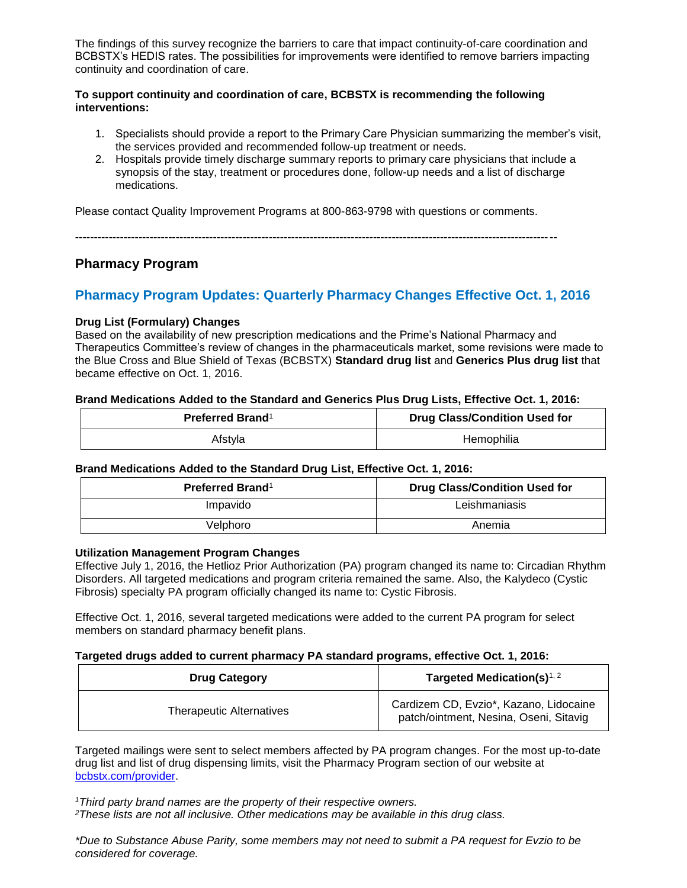The findings of this survey recognize the barriers to care that impact continuity-of-care coordination and BCBSTX's HEDIS rates. The possibilities for improvements were identified to remove barriers impacting continuity and coordination of care.

**To support continuity and coordination of care, BCBSTX is recommending the following interventions:**

1. Specialists should provide a report to the Primary Care Physician summarizing the member's visit, the services provided and recommended follow-up treatment or needs.
2. Hospitals provide timely discharge summary reports to primary care physicians that include a synopsis of the stay, treatment or procedures done, follow-up needs and a list of discharge medications.

Please contact Quality Improvement Programs at 800-863-9798 with questions or comments.

---

## Pharmacy Program

### Pharmacy Program Updates: Quarterly Pharmacy Changes Effective Oct. 1, 2016

**Drug List (Formulary) Changes**

Based on the availability of new prescription medications and the Prime's National Pharmacy and Therapeutics Committee's review of changes in the pharmaceuticals market, some revisions were made to the Blue Cross and Blue Shield of Texas (BCBSTX) **Standard drug list** and **Generics Plus drug list** that became effective on Oct. 1, 2016.

**Brand Medications Added to the Standard and Generics Plus Drug Lists, Effective Oct. 1, 2016:**

| Preferred Brand[1] | Drug Class/Condition Used for |
|---|---|
| Afstyla | Hemophilia |

**Brand Medications Added to the Standard Drug List, Effective Oct. 1, 2016:**

| Preferred Brand[1] | Drug Class/Condition Used for |
|---|---|
| Impavido | Leishmaniasis |
| Velphoro | Anemia |

**Utilization Management Program Changes**

Effective July 1, 2016, the Hetlioz Prior Authorization (PA) program changed its name to: Circadian Rhythm Disorders. All targeted medications and program criteria remained the same. Also, the Kalydeco (Cystic Fibrosis) specialty PA program officially changed its name to: Cystic Fibrosis.

Effective Oct. 1, 2016, several targeted medications were added to the current PA program for select members on standard pharmacy benefit plans.

**Targeted drugs added to current pharmacy PA standard programs, effective Oct. 1, 2016:**

| Drug Category | Targeted Medication(s)[1, 2] |
|---|---|
| Therapeutic Alternatives | Cardizem CD, Evzio*, Kazano, Lidocaine patch/ointment, Nesina, Oseni, Sitavig |

Targeted mailings were sent to select members affected by PA program changes. For the most up-to-date drug list and list of drug dispensing limits, visit the Pharmacy Program section of our website at bcbstx.com/provider.

*[1]Third party brand names are the property of their respective owners.*
*[2]These lists are not all inclusive. Other medications may be available in this drug class.*

*\*Due to Substance Abuse Parity, some members may not need to submit a PA request for Evzio to be considered for coverage.*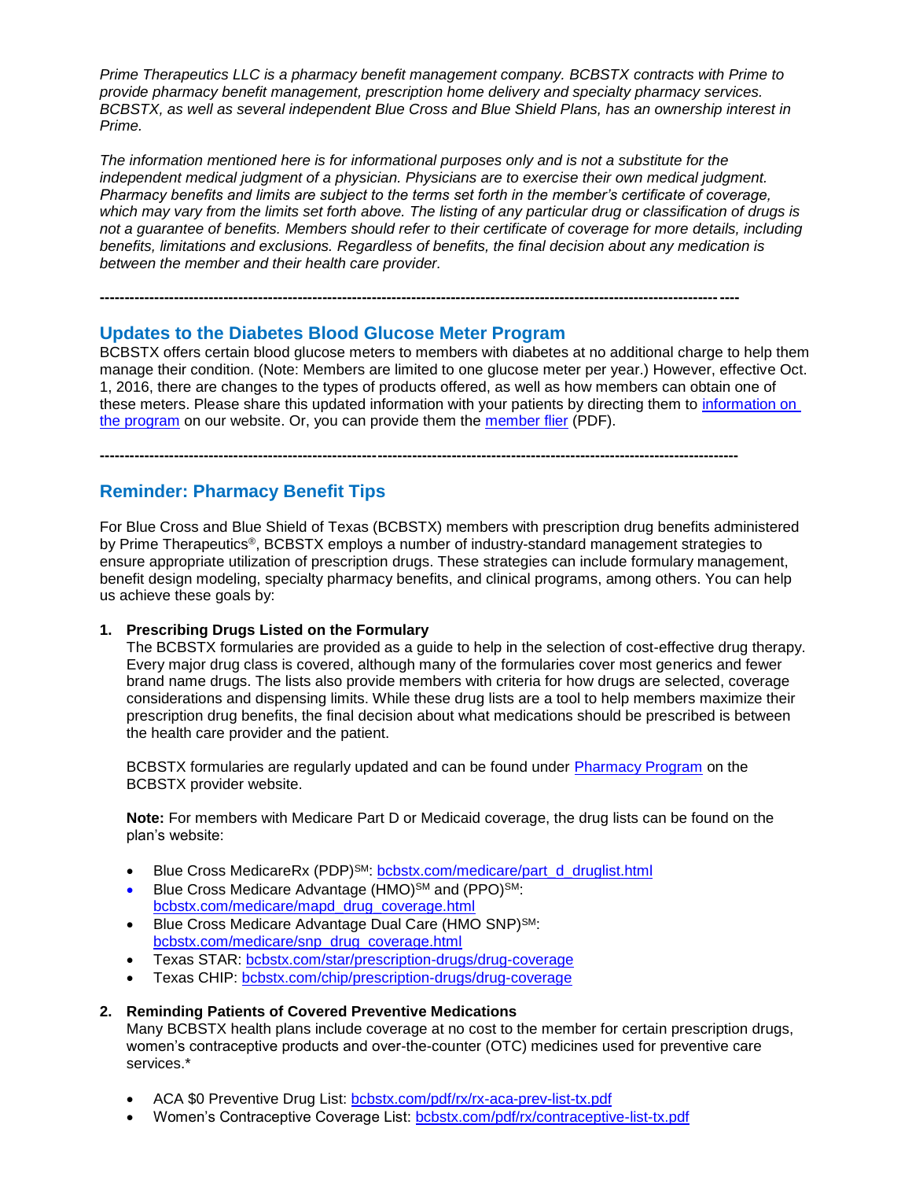*Prime Therapeutics LLC is a pharmacy benefit management company. BCBSTX contracts with Prime to provide pharmacy benefit management, prescription home delivery and specialty pharmacy services. BCBSTX, as well as several independent Blue Cross and Blue Shield Plans, has an ownership interest in Prime.*

*The information mentioned here is for informational purposes only and is not a substitute for the independent medical judgment of a physician. Physicians are to exercise their own medical judgment. Pharmacy benefits and limits are subject to the terms set forth in the member's certificate of coverage, which may vary from the limits set forth above. The listing of any particular drug or classification of drugs is not a guarantee of benefits. Members should refer to their certificate of coverage for more details, including benefits, limitations and exclusions. Regardless of benefits, the final decision about any medication is between the member and their health care provider.*

---

## Updates to the Diabetes Blood Glucose Meter Program

BCBSTX offers certain blood glucose meters to members with diabetes at no additional charge to help them manage their condition. (Note: Members are limited to one glucose meter per year.) However, effective Oct. 1, 2016, there are changes to the types of products offered, as well as how members can obtain one of these meters. Please share this updated information with your patients by directing them to information on the program on our website. Or, you can provide them the member flier (PDF).

---

## Reminder: Pharmacy Benefit Tips

For Blue Cross and Blue Shield of Texas (BCBSTX) members with prescription drug benefits administered by Prime Therapeutics®, BCBSTX employs a number of industry-standard management strategies to ensure appropriate utilization of prescription drugs. These strategies can include formulary management, benefit design modeling, specialty pharmacy benefits, and clinical programs, among others. You can help us achieve these goals by:

1. **Prescribing Drugs Listed on the Formulary**
   The BCBSTX formularies are provided as a guide to help in the selection of cost-effective drug therapy. Every major drug class is covered, although many of the formularies cover most generics and fewer brand name drugs. The lists also provide members with criteria for how drugs are selected, coverage considerations and dispensing limits. While these drug lists are a tool to help members maximize their prescription drug benefits, the final decision about what medications should be prescribed is between the health care provider and the patient.

   BCBSTX formularies are regularly updated and can be found under Pharmacy Program on the BCBSTX provider website.

   **Note:** For members with Medicare Part D or Medicaid coverage, the drug lists can be found on the plan's website:

   - Blue Cross MedicareRx (PDP)SM: bcbstx.com/medicare/part_d_druglist.html
   - Blue Cross Medicare Advantage (HMO)SM and (PPO)SM: bcbstx.com/medicare/mapd_drug_coverage.html
   - Blue Cross Medicare Advantage Dual Care (HMO SNP)SM: bcbstx.com/medicare/snp_drug_coverage.html
   - Texas STAR: bcbstx.com/star/prescription-drugs/drug-coverage
   - Texas CHIP: bcbstx.com/chip/prescription-drugs/drug-coverage

2. **Reminding Patients of Covered Preventive Medications**
   Many BCBSTX health plans include coverage at no cost to the member for certain prescription drugs, women's contraceptive products and over-the-counter (OTC) medicines used for preventive care services.*

   - ACA $0 Preventive Drug List: bcbstx.com/pdf/rx/rx-aca-prev-list-tx.pdf
   - Women's Contraceptive Coverage List: bcbstx.com/pdf/rx/contraceptive-list-tx.pdf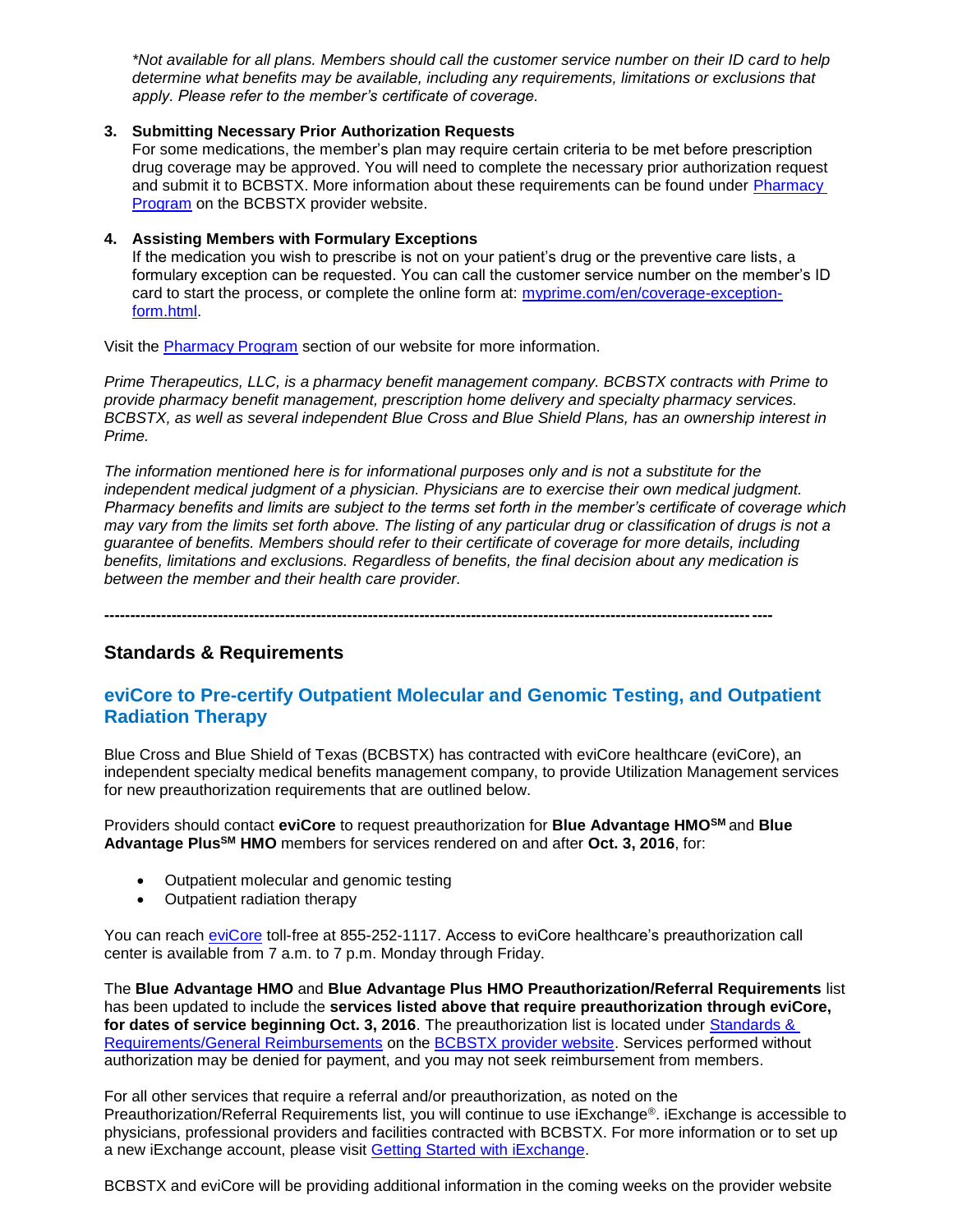*\*Not available for all plans. Members should call the customer service number on their ID card to help determine what benefits may be available, including any requirements, limitations or exclusions that apply. Please refer to the member's certificate of coverage.*

3. **Submitting Necessary Prior Authorization Requests**
   For some medications, the member's plan may require certain criteria to be met before prescription drug coverage may be approved. You will need to complete the necessary prior authorization request and submit it to BCBSTX. More information about these requirements can be found under Pharmacy Program on the BCBSTX provider website.

4. **Assisting Members with Formulary Exceptions**
   If the medication you wish to prescribe is not on your patient's drug or the preventive care lists, a formulary exception can be requested. You can call the customer service number on the member's ID card to start the process, or complete the online form at: myprime.com/en/coverage-exception-form.html.

Visit the Pharmacy Program section of our website for more information.

*Prime Therapeutics, LLC, is a pharmacy benefit management company. BCBSTX contracts with Prime to provide pharmacy benefit management, prescription home delivery and specialty pharmacy services. BCBSTX, as well as several independent Blue Cross and Blue Shield Plans, has an ownership interest in Prime.*

*The information mentioned here is for informational purposes only and is not a substitute for the independent medical judgment of a physician. Physicians are to exercise their own medical judgment. Pharmacy benefits and limits are subject to the terms set forth in the member's certificate of coverage which may vary from the limits set forth above. The listing of any particular drug or classification of drugs is not a guarantee of benefits. Members should refer to their certificate of coverage for more details, including benefits, limitations and exclusions. Regardless of benefits, the final decision about any medication is between the member and their health care provider.*

---

## Standards & Requirements

### eviCore to Pre-certify Outpatient Molecular and Genomic Testing, and Outpatient Radiation Therapy

Blue Cross and Blue Shield of Texas (BCBSTX) has contracted with eviCore healthcare (eviCore), an independent specialty medical benefits management company, to provide Utilization Management services for new preauthorization requirements that are outlined below.

Providers should contact **eviCore** to request preauthorization for **Blue Advantage HMO**℠ and **Blue Advantage Plus**℠ **HMO** members for services rendered on and after **Oct. 3, 2016**, for:

- Outpatient molecular and genomic testing
- Outpatient radiation therapy

You can reach eviCore toll-free at 855-252-1117. Access to eviCore healthcare's preauthorization call center is available from 7 a.m. to 7 p.m. Monday through Friday.

The **Blue Advantage HMO** and **Blue Advantage Plus HMO Preauthorization/Referral Requirements** list has been updated to include the **services listed above that require preauthorization through eviCore, for dates of service beginning Oct. 3, 2016**. The preauthorization list is located under Standards & Requirements/General Reimbursements on the BCBSTX provider website. Services performed without authorization may be denied for payment, and you may not seek reimbursement from members.

For all other services that require a referral and/or preauthorization, as noted on the Preauthorization/Referral Requirements list, you will continue to use iExchange®. iExchange is accessible to physicians, professional providers and facilities contracted with BCBSTX. For more information or to set up a new iExchange account, please visit Getting Started with iExchange.

BCBSTX and eviCore will be providing additional information in the coming weeks on the provider website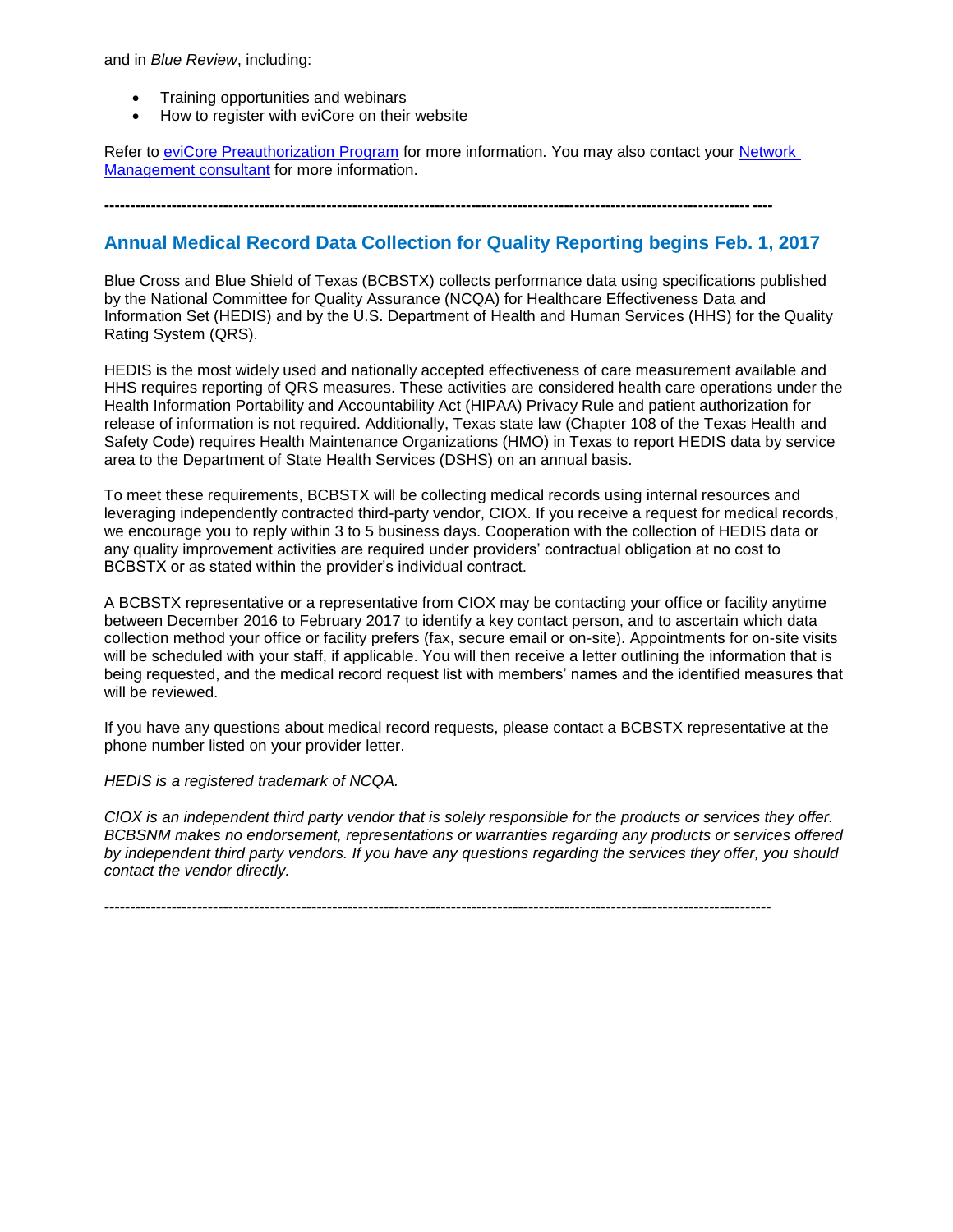and in *Blue Review*, including:

- Training opportunities and webinars
- How to register with eviCore on their website

Refer to eviCore Preauthorization Program for more information. You may also contact your Network Management consultant for more information.

---

## Annual Medical Record Data Collection for Quality Reporting begins Feb. 1, 2017

Blue Cross and Blue Shield of Texas (BCBSTX) collects performance data using specifications published by the National Committee for Quality Assurance (NCQA) for Healthcare Effectiveness Data and Information Set (HEDIS) and by the U.S. Department of Health and Human Services (HHS) for the Quality Rating System (QRS).

HEDIS is the most widely used and nationally accepted effectiveness of care measurement available and HHS requires reporting of QRS measures. These activities are considered health care operations under the Health Information Portability and Accountability Act (HIPAA) Privacy Rule and patient authorization for release of information is not required. Additionally, Texas state law (Chapter 108 of the Texas Health and Safety Code) requires Health Maintenance Organizations (HMO) in Texas to report HEDIS data by service area to the Department of State Health Services (DSHS) on an annual basis.

To meet these requirements, BCBSTX will be collecting medical records using internal resources and leveraging independently contracted third-party vendor, CIOX. If you receive a request for medical records, we encourage you to reply within 3 to 5 business days. Cooperation with the collection of HEDIS data or any quality improvement activities are required under providers' contractual obligation at no cost to BCBSTX or as stated within the provider's individual contract.

A BCBSTX representative or a representative from CIOX may be contacting your office or facility anytime between December 2016 to February 2017 to identify a key contact person, and to ascertain which data collection method your office or facility prefers (fax, secure email or on-site). Appointments for on-site visits will be scheduled with your staff, if applicable. You will then receive a letter outlining the information that is being requested, and the medical record request list with members' names and the identified measures that will be reviewed.

If you have any questions about medical record requests, please contact a BCBSTX representative at the phone number listed on your provider letter.

*HEDIS is a registered trademark of NCQA.*

*CIOX is an independent third party vendor that is solely responsible for the products or services they offer. BCBSNM makes no endorsement, representations or warranties regarding any products or services offered by independent third party vendors. If you have any questions regarding the services they offer, you should contact the vendor directly.*

---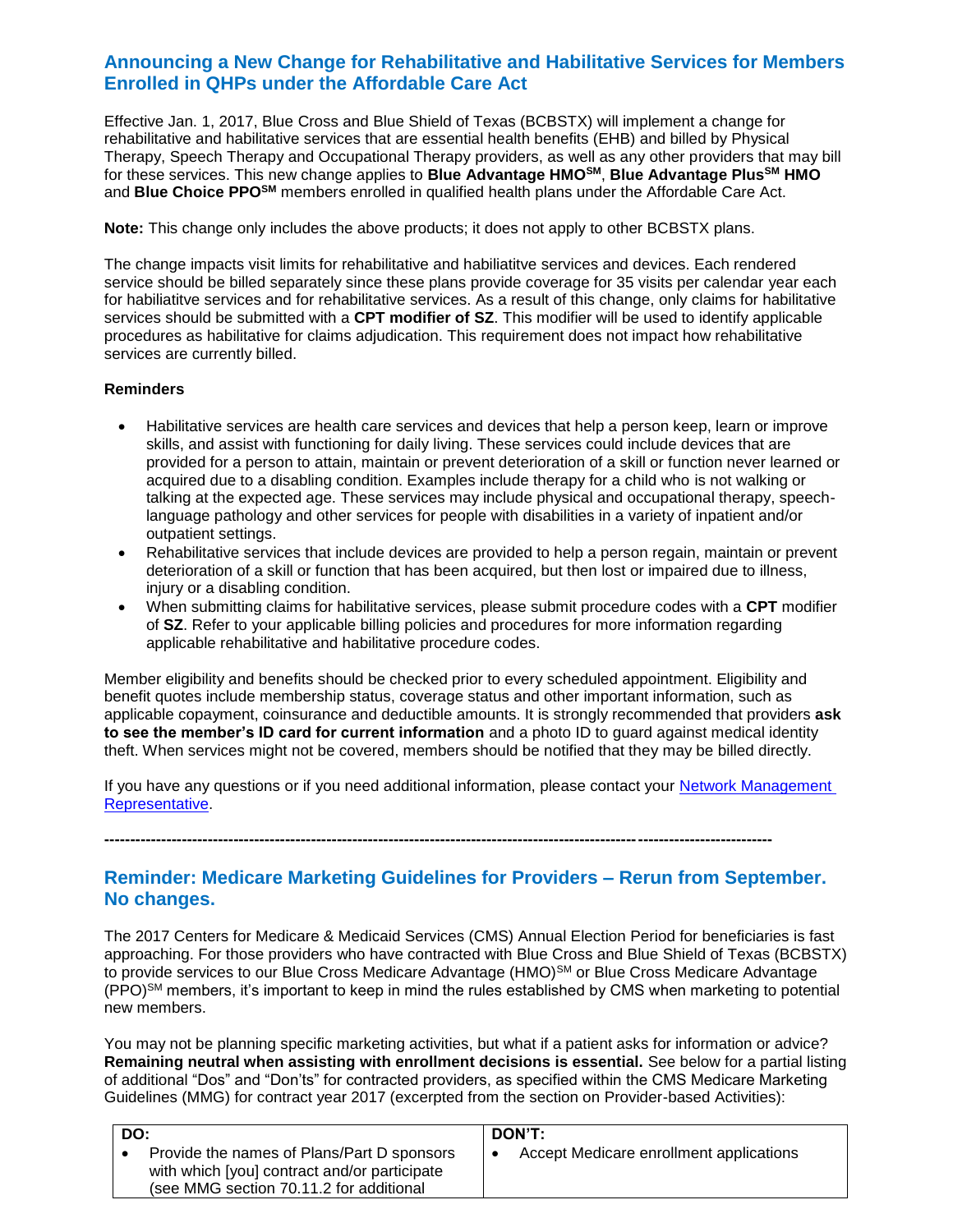## Announcing a New Change for Rehabilitative and Habilitative Services for Members Enrolled in QHPs under the Affordable Care Act

Effective Jan. 1, 2017, Blue Cross and Blue Shield of Texas (BCBSTX) will implement a change for rehabilitative and habilitative services that are essential health benefits (EHB) and billed by Physical Therapy, Speech Therapy and Occupational Therapy providers, as well as any other providers that may bill for these services. This new change applies to **Blue Advantage HMO℠**, **Blue Advantage Plus℠ HMO** and **Blue Choice PPO℠** members enrolled in qualified health plans under the Affordable Care Act.

**Note:** This change only includes the above products; it does not apply to other BCBSTX plans.

The change impacts visit limits for rehabilitative and habiliatitve services and devices. Each rendered service should be billed separately since these plans provide coverage for 35 visits per calendar year each for habiliatitve services and for rehabilitative services. As a result of this change, only claims for habilitative services should be submitted with a **CPT modifier of SZ**. This modifier will be used to identify applicable procedures as habilitative for claims adjudication. This requirement does not impact how rehabilitative services are currently billed.

**Reminders**

- Habilitative services are health care services and devices that help a person keep, learn or improve skills, and assist with functioning for daily living. These services could include devices that are provided for a person to attain, maintain or prevent deterioration of a skill or function never learned or acquired due to a disabling condition. Examples include therapy for a child who is not walking or talking at the expected age. These services may include physical and occupational therapy, speech-language pathology and other services for people with disabilities in a variety of inpatient and/or outpatient settings.
- Rehabilitative services that include devices are provided to help a person regain, maintain or prevent deterioration of a skill or function that has been acquired, but then lost or impaired due to illness, injury or a disabling condition.
- When submitting claims for habilitative services, please submit procedure codes with a **CPT** modifier of **SZ**. Refer to your applicable billing policies and procedures for more information regarding applicable rehabilitative and habilitative procedure codes.

Member eligibility and benefits should be checked prior to every scheduled appointment. Eligibility and benefit quotes include membership status, coverage status and other important information, such as applicable copayment, coinsurance and deductible amounts. It is strongly recommended that providers **ask to see the member's ID card for current information** and a photo ID to guard against medical identity theft. When services might not be covered, members should be notified that they may be billed directly.

If you have any questions or if you need additional information, please contact your Network Management Representative.

---

## Reminder: Medicare Marketing Guidelines for Providers – Rerun from September. No changes.

The 2017 Centers for Medicare & Medicaid Services (CMS) Annual Election Period for beneficiaries is fast approaching. For those providers who have contracted with Blue Cross and Blue Shield of Texas (BCBSTX) to provide services to our Blue Cross Medicare Advantage (HMO)℠ or Blue Cross Medicare Advantage (PPO)℠ members, it's important to keep in mind the rules established by CMS when marketing to potential new members.

You may not be planning specific marketing activities, but what if a patient asks for information or advice? **Remaining neutral when assisting with enrollment decisions is essential.** See below for a partial listing of additional "Dos" and "Don'ts" for contracted providers, as specified within the CMS Medicare Marketing Guidelines (MMG) for contract year 2017 (excerpted from the section on Provider-based Activities):

| DO: | DON'T: |
|---|---|
| • Provide the names of Plans/Part D sponsors with which [you] contract and/or participate (see MMG section 70.11.2 for additional | • Accept Medicare enrollment applications |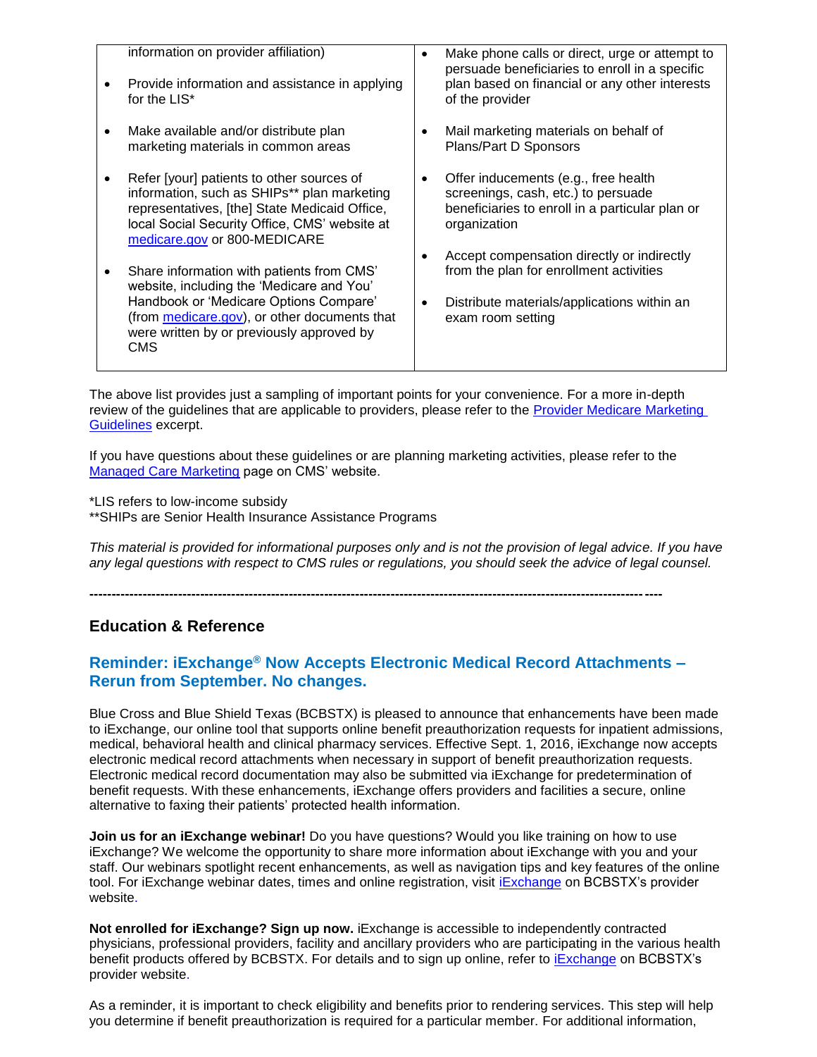| | |
|---|---|
| information on provider affiliation)<br>• Provide information and assistance in applying for the LIS*<br>• Make available and/or distribute plan marketing materials in common areas<br>• Refer [your] patients to other sources of information, such as SHIPs** plan marketing representatives, [the] State Medicaid Office, local Social Security Office, CMS' website at medicare.gov or 800-MEDICARE<br>• Share information with patients from CMS' website, including the 'Medicare and You' Handbook or 'Medicare Options Compare' (from medicare.gov), or other documents that were written by or previously approved by CMS | • Make phone calls or direct, urge or attempt to persuade beneficiaries to enroll in a specific plan based on financial or any other interests of the provider<br>• Mail marketing materials on behalf of Plans/Part D Sponsors<br>• Offer inducements (e.g., free health screenings, cash, etc.) to persuade beneficiaries to enroll in a particular plan or organization<br>• Accept compensation directly or indirectly from the plan for enrollment activities<br>• Distribute materials/applications within an exam room setting |

The above list provides just a sampling of important points for your convenience. For a more in-depth review of the guidelines that are applicable to providers, please refer to the Provider Medicare Marketing Guidelines excerpt.

If you have questions about these guidelines or are planning marketing activities, please refer to the Managed Care Marketing page on CMS' website.

*LIS refers to low-income subsidy
**SHIPs are Senior Health Insurance Assistance Programs

*This material is provided for informational purposes only and is not the provision of legal advice. If you have any legal questions with respect to CMS rules or regulations, you should seek the advice of legal counsel.*

---

## Education & Reference

### Reminder: iExchange® Now Accepts Electronic Medical Record Attachments – Rerun from September. No changes.

Blue Cross and Blue Shield Texas (BCBSTX) is pleased to announce that enhancements have been made to iExchange, our online tool that supports online benefit preauthorization requests for inpatient admissions, medical, behavioral health and clinical pharmacy services. Effective Sept. 1, 2016, iExchange now accepts electronic medical record attachments when necessary in support of benefit preauthorization requests. Electronic medical record documentation may also be submitted via iExchange for predetermination of benefit requests. With these enhancements, iExchange offers providers and facilities a secure, online alternative to faxing their patients' protected health information.

**Join us for an iExchange webinar!** Do you have questions? Would you like training on how to use iExchange? We welcome the opportunity to share more information about iExchange with you and your staff. Our webinars spotlight recent enhancements, as well as navigation tips and key features of the online tool. For iExchange webinar dates, times and online registration, visit iExchange on BCBSTX's provider website.

**Not enrolled for iExchange? Sign up now.** iExchange is accessible to independently contracted physicians, professional providers, facility and ancillary providers who are participating in the various health benefit products offered by BCBSTX. For details and to sign up online, refer to iExchange on BCBSTX's provider website.

As a reminder, it is important to check eligibility and benefits prior to rendering services. This step will help you determine if benefit preauthorization is required for a particular member. For additional information,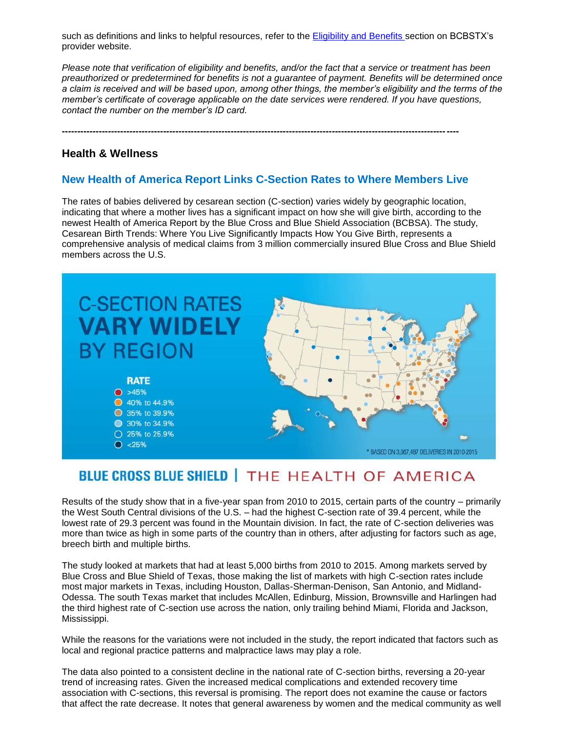such as definitions and links to helpful resources, refer to the Eligibility and Benefits section on BCBSTX's provider website.

*Please note that verification of eligibility and benefits, and/or the fact that a service or treatment has been preauthorized or predetermined for benefits is not a guarantee of payment. Benefits will be determined once a claim is received and will be based upon, among other things, the member's eligibility and the terms of the member's certificate of coverage applicable on the date services were rendered. If you have questions, contact the number on the member's ID card.*

---

## Health & Wellness

### New Health of America Report Links C-Section Rates to Where Members Live

The rates of babies delivered by cesarean section (C-section) varies widely by geographic location, indicating that where a mother lives has a significant impact on how she will give birth, according to the newest Health of America Report by the Blue Cross and Blue Shield Association (BCBSA). The study, Cesarean Birth Trends: Where You Live Significantly Impacts How You Give Birth, represents a comprehensive analysis of medical claims from 3 million commercially insured Blue Cross and Blue Shield members across the U.S.

Results of the study show that in a five-year span from 2010 to 2015, certain parts of the country – primarily the West South Central divisions of the U.S. – had the highest C-section rate of 39.4 percent, while the lowest rate of 29.3 percent was found in the Mountain division. In fact, the rate of C-section deliveries was more than twice as high in some parts of the country than in others, after adjusting for factors such as age, breech birth and multiple births.

The study looked at markets that had at least 5,000 births from 2010 to 2015. Among markets served by Blue Cross and Blue Shield of Texas, those making the list of markets with high C-section rates include most major markets in Texas, including Houston, Dallas-Sherman-Denison, San Antonio, and Midland-Odessa. The south Texas market that includes McAllen, Edinburg, Mission, Brownsville and Harlingen had the third highest rate of C-section use across the nation, only trailing behind Miami, Florida and Jackson, Mississippi.

While the reasons for the variations were not included in the study, the report indicated that factors such as local and regional practice patterns and malpractice laws may play a role.

The data also pointed to a consistent decline in the national rate of C-section births, reversing a 20-year trend of increasing rates. Given the increased medical complications and extended recovery time association with C-sections, this reversal is promising. The report does not examine the cause or factors that affect the rate decrease. It notes that general awareness by women and the medical community as well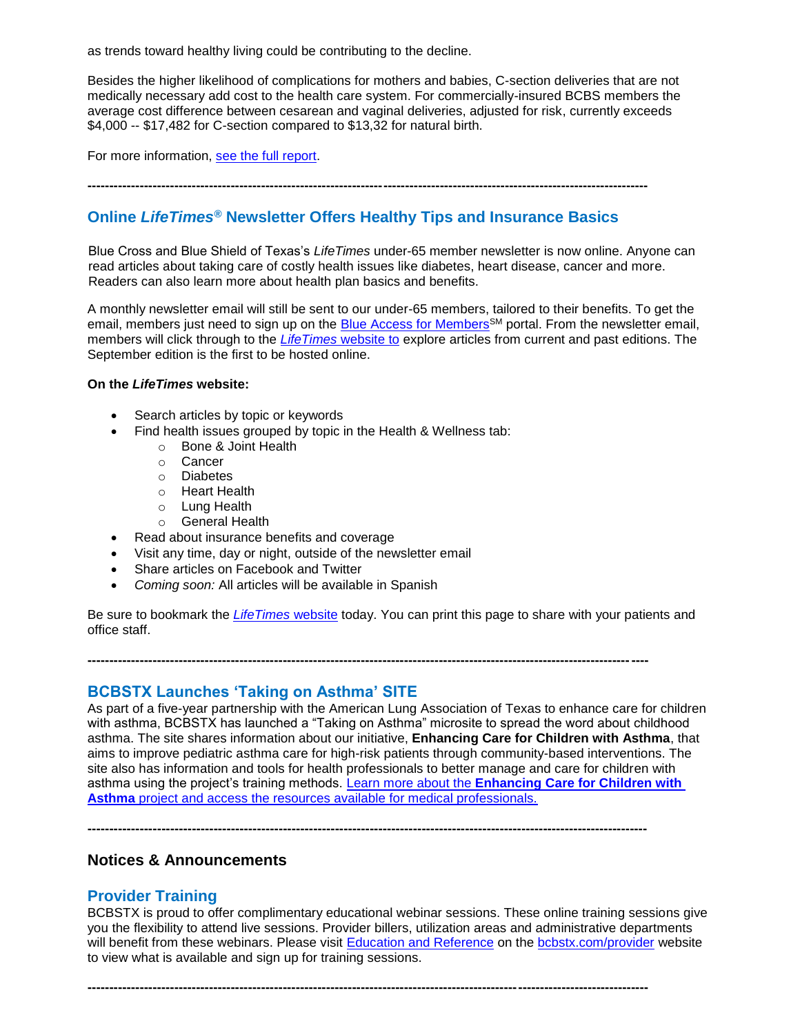as trends toward healthy living could be contributing to the decline.

Besides the higher likelihood of complications for mothers and babies, C-section deliveries that are not medically necessary add cost to the health care system. For commercially-insured BCBS members the average cost difference between cesarean and vaginal deliveries, adjusted for risk, currently exceeds $4,000 -- $17,482 for C-section compared to $13,32 for natural birth.

For more information, see the full report.

---

## Online *LifeTimes*® Newsletter Offers Healthy Tips and Insurance Basics

Blue Cross and Blue Shield of Texas's *LifeTimes* under-65 member newsletter is now online. Anyone can read articles about taking care of costly health issues like diabetes, heart disease, cancer and more. Readers can also learn more about health plan basics and benefits.

A monthly newsletter email will still be sent to our under-65 members, tailored to their benefits. To get the email, members just need to sign up on the Blue Access for Members[SM] portal. From the newsletter email, members will click through to the *LifeTimes* website to explore articles from current and past editions. The September edition is the first to be hosted online.

**On the *LifeTimes* website:**

- Search articles by topic or keywords
- Find health issues grouped by topic in the Health & Wellness tab:
  - Bone & Joint Health
  - Cancer
  - Diabetes
  - Heart Health
  - Lung Health
  - General Health
- Read about insurance benefits and coverage
- Visit any time, day or night, outside of the newsletter email
- Share articles on Facebook and Twitter
- *Coming soon:* All articles will be available in Spanish

Be sure to bookmark the *LifeTimes* website today. You can print this page to share with your patients and office staff.

---

## BCBSTX Launches 'Taking on Asthma' SITE

As part of a five-year partnership with the American Lung Association of Texas to enhance care for children with asthma, BCBSTX has launched a "Taking on Asthma" microsite to spread the word about childhood asthma. The site shares information about our initiative, **Enhancing Care for Children with Asthma**, that aims to improve pediatric asthma care for high-risk patients through community-based interventions. The site also has information and tools for health professionals to better manage and care for children with asthma using the project's training methods. Learn more about the **Enhancing Care for Children with Asthma** project and access the resources available for medical professionals.

---

## Notices & Announcements

## Provider Training

BCBSTX is proud to offer complimentary educational webinar sessions. These online training sessions give you the flexibility to attend live sessions. Provider billers, utilization areas and administrative departments will benefit from these webinars. Please visit Education and Reference on the bcbstx.com/provider website to view what is available and sign up for training sessions.

---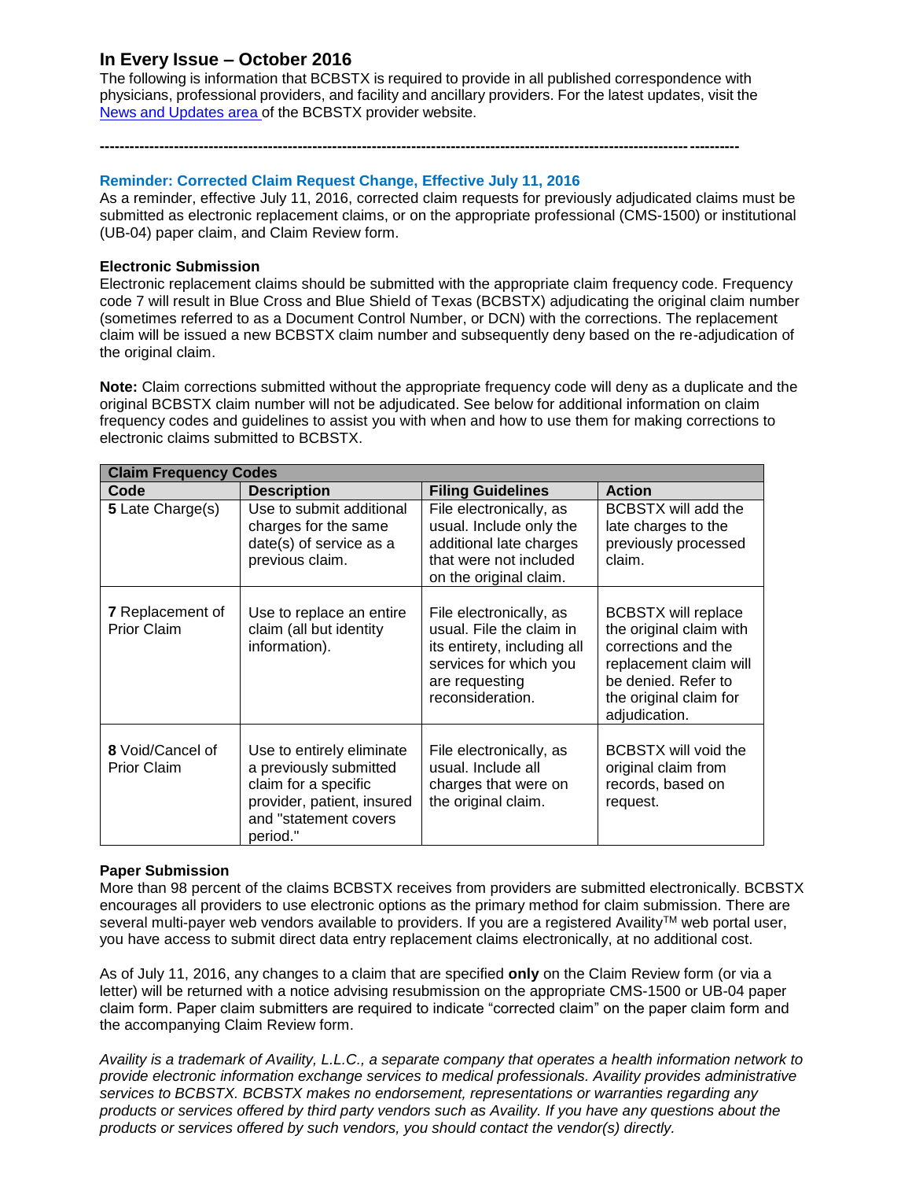## In Every Issue – October 2016

The following is information that BCBSTX is required to provide in all published correspondence with physicians, professional providers, and facility and ancillary providers. For the latest updates, visit the [News and Updates area](#) of the BCBSTX provider website.

---

### Reminder: Corrected Claim Request Change, Effective July 11, 2016

As a reminder, effective July 11, 2016, corrected claim requests for previously adjudicated claims must be submitted as electronic replacement claims, or on the appropriate professional (CMS-1500) or institutional (UB-04) paper claim, and Claim Review form.

**Electronic Submission**

Electronic replacement claims should be submitted with the appropriate claim frequency code. Frequency code 7 will result in Blue Cross and Blue Shield of Texas (BCBSTX) adjudicating the original claim number (sometimes referred to as a Document Control Number, or DCN) with the corrections. The replacement claim will be issued a new BCBSTX claim number and subsequently deny based on the re-adjudication of the original claim.

**Note:** Claim corrections submitted without the appropriate frequency code will deny as a duplicate and the original BCBSTX claim number will not be adjudicated. See below for additional information on claim frequency codes and guidelines to assist you with when and how to use them for making corrections to electronic claims submitted to BCBSTX.

| Claim Frequency Codes | | | |
|---|---|---|---|
| **Code** | **Description** | **Filing Guidelines** | **Action** |
| **5** Late Charge(s) | Use to submit additional charges for the same date(s) of service as a previous claim. | File electronically, as usual. Include only the additional late charges that were not included on the original claim. | BCBSTX will add the late charges to the previously processed claim. |
| **7** Replacement of Prior Claim | Use to replace an entire claim (all but identity information). | File electronically, as usual. File the claim in its entirety, including all services for which you are requesting reconsideration. | BCBSTX will replace the original claim with corrections and the replacement claim will be denied. Refer to the original claim for adjudication. |
| **8** Void/Cancel of Prior Claim | Use to entirely eliminate a previously submitted claim for a specific provider, patient, insured and "statement covers period." | File electronically, as usual. Include all charges that were on the original claim. | BCBSTX will void the original claim from records, based on request. |

**Paper Submission**

More than 98 percent of the claims BCBSTX receives from providers are submitted electronically. BCBSTX encourages all providers to use electronic options as the primary method for claim submission. There are several multi-payer web vendors available to providers. If you are a registered Availity™ web portal user, you have access to submit direct data entry replacement claims electronically, at no additional cost.

As of July 11, 2016, any changes to a claim that are specified **only** on the Claim Review form (or via a letter) will be returned with a notice advising resubmission on the appropriate CMS-1500 or UB-04 paper claim form. Paper claim submitters are required to indicate "corrected claim" on the paper claim form and the accompanying Claim Review form.

*Availity is a trademark of Availity, L.L.C., a separate company that operates a health information network to provide electronic information exchange services to medical professionals. Availity provides administrative services to BCBSTX. BCBSTX makes no endorsement, representations or warranties regarding any products or services offered by third party vendors such as Availity. If you have any questions about the products or services offered by such vendors, you should contact the vendor(s) directly.*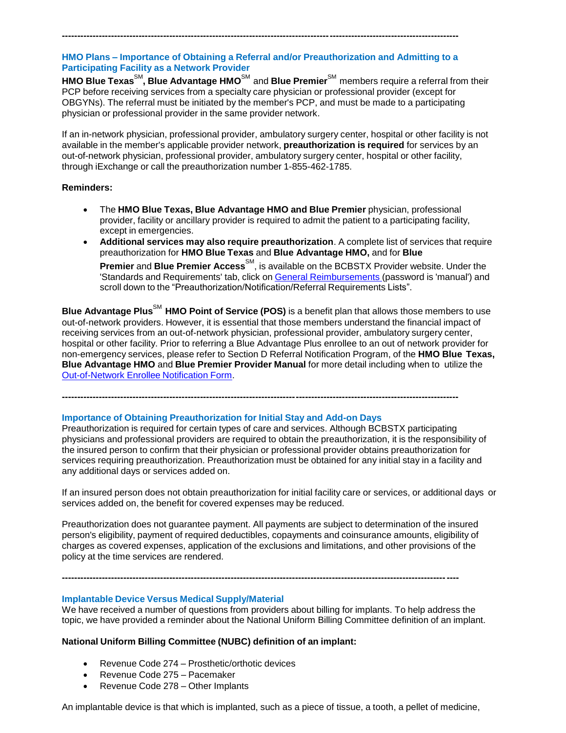---

## HMO Plans – Importance of Obtaining a Referral and/or Preauthorization and Admitting to a Participating Facility as a Network Provider

**HMO Blue Texas**SM**, Blue Advantage HMO**SM and **Blue Premier**SM members require a referral from their PCP before receiving services from a specialty care physician or professional provider (except for OBGYNs). The referral must be initiated by the member's PCP, and must be made to a participating physician or professional provider in the same provider network.

If an in-network physician, professional provider, ambulatory surgery center, hospital or other facility is not available in the member's applicable provider network, **preauthorization is required** for services by an out-of-network physician, professional provider, ambulatory surgery center, hospital or other facility, through iExchange or call the preauthorization number 1-855-462-1785.

**Reminders:**

- The **HMO Blue Texas, Blue Advantage HMO and Blue Premier** physician, professional provider, facility or ancillary provider is required to admit the patient to a participating facility, except in emergencies.
- **Additional services may also require preauthorization**. A complete list of services that require preauthorization for **HMO Blue Texas** and **Blue Advantage HMO,** and for **Blue Premier** and **Blue Premier Access**SM, is available on the BCBSTX Provider website. Under the 'Standards and Requirements' tab, click on General Reimbursements (password is 'manual') and scroll down to the "Preauthorization/Notification/Referral Requirements Lists".

**Blue Advantage Plus**SM **HMO Point of Service (POS)** is a benefit plan that allows those members to use out-of-network providers. However, it is essential that those members understand the financial impact of receiving services from an out-of-network physician, professional provider, ambulatory surgery center, hospital or other facility. Prior to referring a Blue Advantage Plus enrollee to an out of network provider for non-emergency services, please refer to Section D Referral Notification Program, of the **HMO Blue Texas, Blue Advantage HMO** and **Blue Premier Provider Manual** for more detail including when to utilize the Out-of-Network Enrollee Notification Form.

---

## Importance of Obtaining Preauthorization for Initial Stay and Add-on Days

Preauthorization is required for certain types of care and services. Although BCBSTX participating physicians and professional providers are required to obtain the preauthorization, it is the responsibility of the insured person to confirm that their physician or professional provider obtains preauthorization for services requiring preauthorization. Preauthorization must be obtained for any initial stay in a facility and any additional days or services added on.

If an insured person does not obtain preauthorization for initial facility care or services, or additional days or services added on, the benefit for covered expenses may be reduced.

Preauthorization does not guarantee payment. All payments are subject to determination of the insured person's eligibility, payment of required deductibles, copayments and coinsurance amounts, eligibility of charges as covered expenses, application of the exclusions and limitations, and other provisions of the policy at the time services are rendered.

---

## Implantable Device Versus Medical Supply/Material

We have received a number of questions from providers about billing for implants. To help address the topic, we have provided a reminder about the National Uniform Billing Committee definition of an implant.

**National Uniform Billing Committee (NUBC) definition of an implant:**

- Revenue Code 274 – Prosthetic/orthotic devices
- Revenue Code 275 – Pacemaker
- Revenue Code 278 – Other Implants

An implantable device is that which is implanted, such as a piece of tissue, a tooth, a pellet of medicine,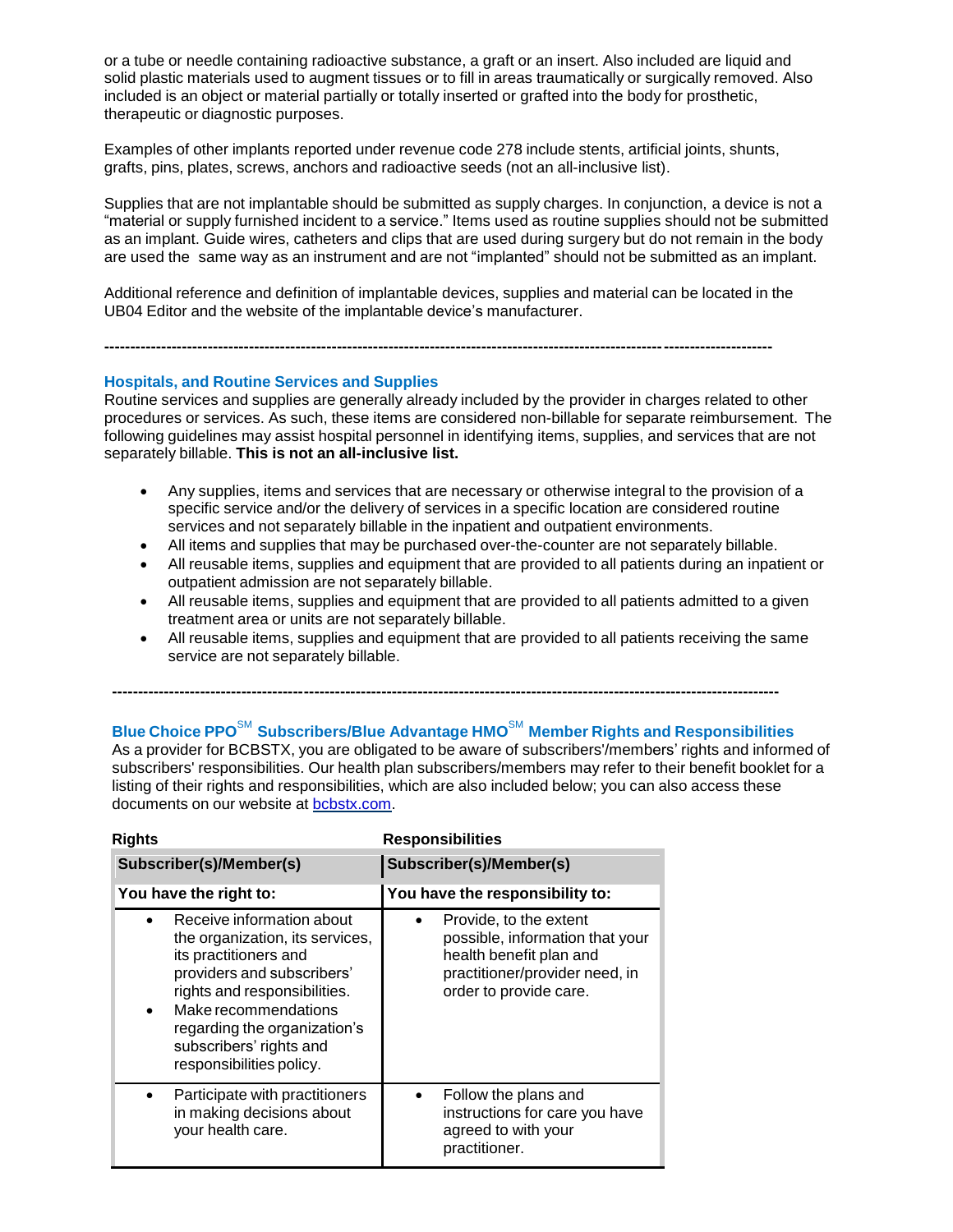or a tube or needle containing radioactive substance, a graft or an insert. Also included are liquid and solid plastic materials used to augment tissues or to fill in areas traumatically or surgically removed. Also included is an object or material partially or totally inserted or grafted into the body for prosthetic, therapeutic or diagnostic purposes.

Examples of other implants reported under revenue code 278 include stents, artificial joints, shunts, grafts, pins, plates, screws, anchors and radioactive seeds (not an all-inclusive list).

Supplies that are not implantable should be submitted as supply charges. In conjunction, a device is not a "material or supply furnished incident to a service." Items used as routine supplies should not be submitted as an implant. Guide wires, catheters and clips that are used during surgery but do not remain in the body are used the same way as an instrument and are not "implanted" should not be submitted as an implant.

Additional reference and definition of implantable devices, supplies and material can be located in the UB04 Editor and the website of the implantable device's manufacturer.

---

### Hospitals, and Routine Services and Supplies

Routine services and supplies are generally already included by the provider in charges related to other procedures or services. As such, these items are considered non-billable for separate reimbursement. The following guidelines may assist hospital personnel in identifying items, supplies, and services that are not separately billable. **This is not an all-inclusive list.**

- Any supplies, items and services that are necessary or otherwise integral to the provision of a specific service and/or the delivery of services in a specific location are considered routine services and not separately billable in the inpatient and outpatient environments.
- All items and supplies that may be purchased over-the-counter are not separately billable.
- All reusable items, supplies and equipment that are provided to all patients during an inpatient or outpatient admission are not separately billable.
- All reusable items, supplies and equipment that are provided to all patients admitted to a given treatment area or units are not separately billable.
- All reusable items, supplies and equipment that are provided to all patients receiving the same service are not separately billable.

---

### Blue Choice PPO℠ Subscribers/Blue Advantage HMO℠ Member Rights and Responsibilities

As a provider for BCBSTX, you are obligated to be aware of subscribers'/members' rights and informed of subscribers' responsibilities. Our health plan subscribers/members may refer to their benefit booklet for a listing of their rights and responsibilities, which are also included below; you can also access these documents on our website at bcbstx.com.

| Rights | Responsibilities |
|---|---|
| **Subscriber(s)/Member(s)** | **Subscriber(s)/Member(s)** |
| **You have the right to:** | **You have the responsibility to:** |
| • Receive information about the organization, its services, its practitioners and providers and subscribers' rights and responsibilities.<br>• Make recommendations regarding the organization's subscribers' rights and responsibilities policy. | • Provide, to the extent possible, information that your health benefit plan and practitioner/provider need, in order to provide care. |
| • Participate with practitioners in making decisions about your health care. | • Follow the plans and instructions for care you have agreed to with your practitioner. |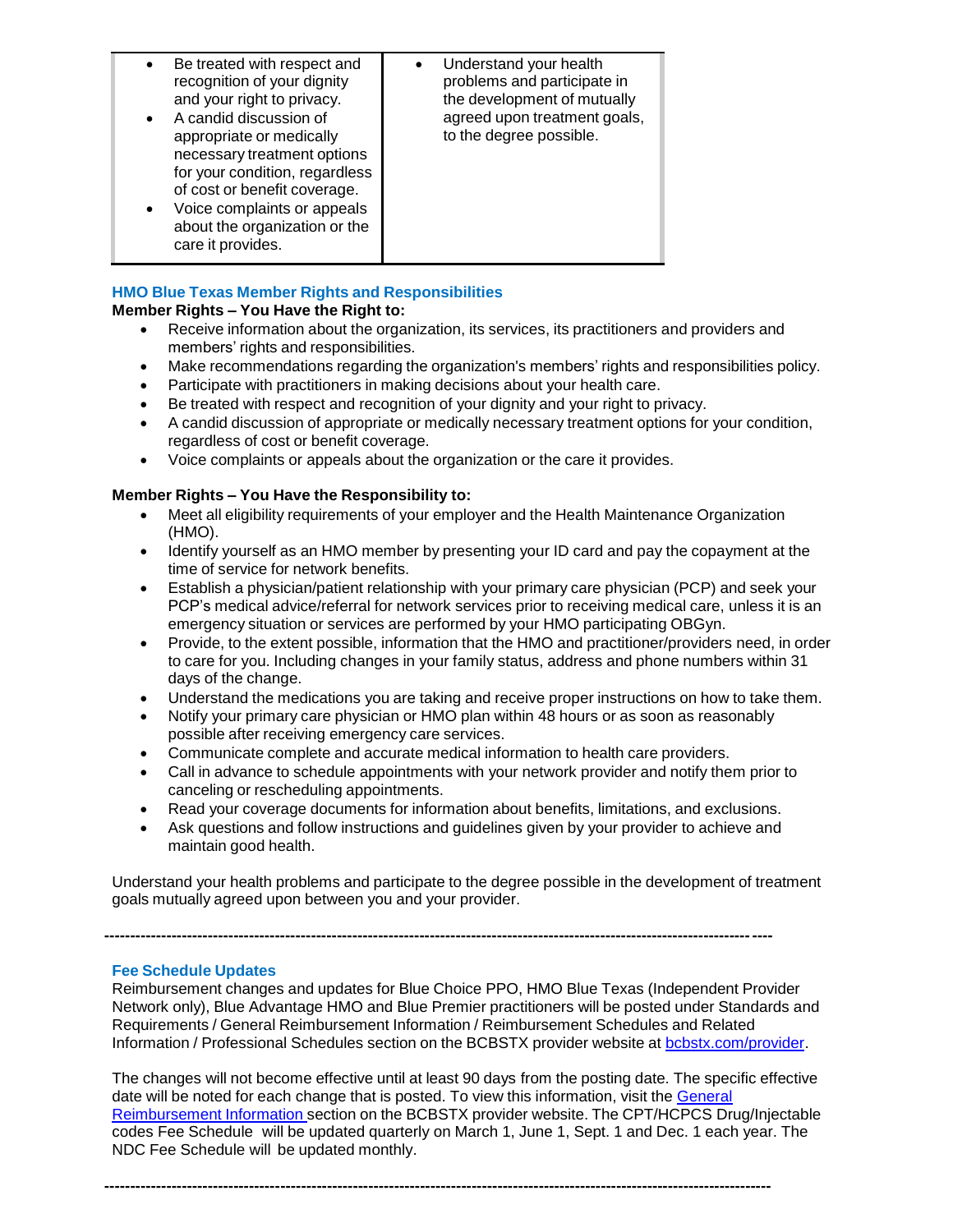| | |
|---|---|
| • Be treated with respect and recognition of your dignity and your right to privacy.<br>• A candid discussion of appropriate or medically necessary treatment options for your condition, regardless of cost or benefit coverage.<br>• Voice complaints or appeals about the organization or the care it provides. | • Understand your health problems and participate in the development of mutually agreed upon treatment goals, to the degree possible. |

### HMO Blue Texas Member Rights and Responsibilities

**Member Rights – You Have the Right to:**

- Receive information about the organization, its services, its practitioners and providers and members' rights and responsibilities.
- Make recommendations regarding the organization's members' rights and responsibilities policy.
- Participate with practitioners in making decisions about your health care.
- Be treated with respect and recognition of your dignity and your right to privacy.
- A candid discussion of appropriate or medically necessary treatment options for your condition, regardless of cost or benefit coverage.
- Voice complaints or appeals about the organization or the care it provides.

**Member Rights – You Have the Responsibility to:**

- Meet all eligibility requirements of your employer and the Health Maintenance Organization (HMO).
- Identify yourself as an HMO member by presenting your ID card and pay the copayment at the time of service for network benefits.
- Establish a physician/patient relationship with your primary care physician (PCP) and seek your PCP's medical advice/referral for network services prior to receiving medical care, unless it is an emergency situation or services are performed by your HMO participating OBGyn.
- Provide, to the extent possible, information that the HMO and practitioner/providers need, in order to care for you. Including changes in your family status, address and phone numbers within 31 days of the change.
- Understand the medications you are taking and receive proper instructions on how to take them.
- Notify your primary care physician or HMO plan within 48 hours or as soon as reasonably possible after receiving emergency care services.
- Communicate complete and accurate medical information to health care providers.
- Call in advance to schedule appointments with your network provider and notify them prior to canceling or rescheduling appointments.
- Read your coverage documents for information about benefits, limitations, and exclusions.
- Ask questions and follow instructions and guidelines given by your provider to achieve and maintain good health.

Understand your health problems and participate to the degree possible in the development of treatment goals mutually agreed upon between you and your provider.

---

### Fee Schedule Updates

Reimbursement changes and updates for Blue Choice PPO, HMO Blue Texas (Independent Provider Network only), Blue Advantage HMO and Blue Premier practitioners will be posted under Standards and Requirements / General Reimbursement Information / Reimbursement Schedules and Related Information / Professional Schedules section on the BCBSTX provider website at bcbstx.com/provider.

The changes will not become effective until at least 90 days from the posting date. The specific effective date will be noted for each change that is posted. To view this information, visit the General Reimbursement Information section on the BCBSTX provider website. The CPT/HCPCS Drug/Injectable codes Fee Schedule will be updated quarterly on March 1, June 1, Sept. 1 and Dec. 1 each year. The NDC Fee Schedule will be updated monthly.

---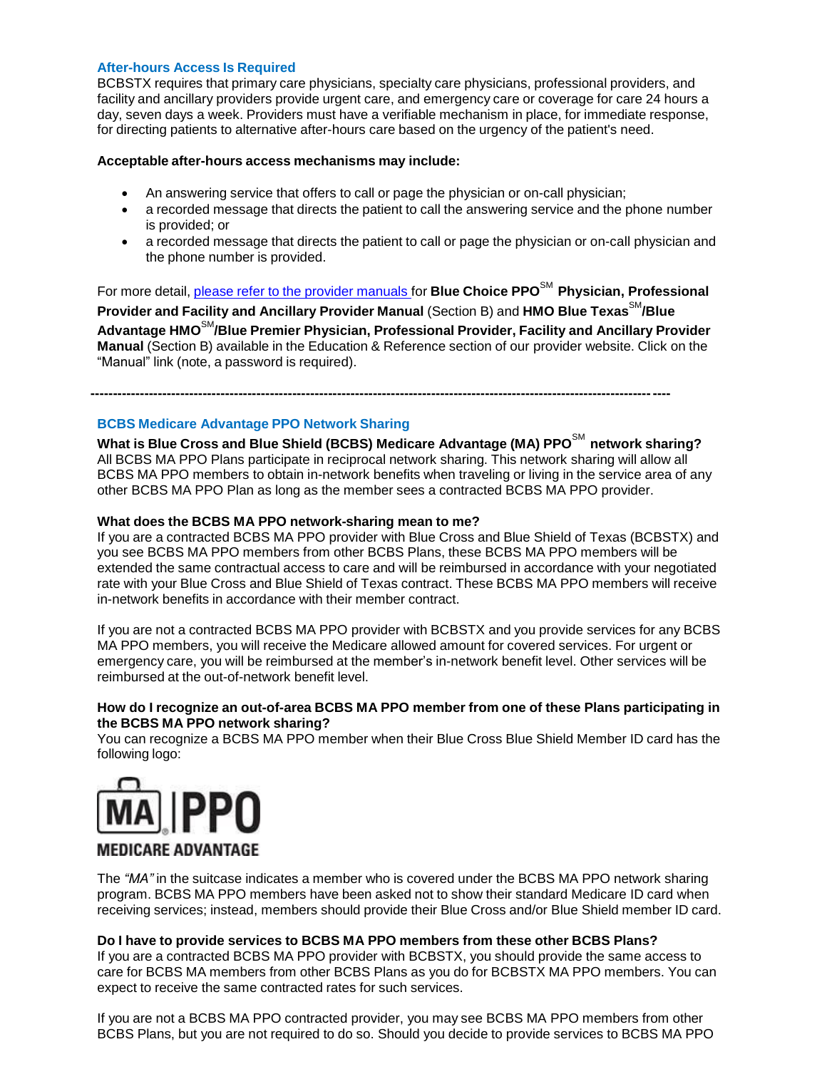### After-hours Access Is Required

BCBSTX requires that primary care physicians, specialty care physicians, professional providers, and facility and ancillary providers provide urgent care, and emergency care or coverage for care 24 hours a day, seven days a week. Providers must have a verifiable mechanism in place, for immediate response, for directing patients to alternative after-hours care based on the urgency of the patient's need.

**Acceptable after-hours access mechanisms may include:**

- An answering service that offers to call or page the physician or on-call physician;
- a recorded message that directs the patient to call the answering service and the phone number is provided; or
- a recorded message that directs the patient to call or page the physician or on-call physician and the phone number is provided.

For more detail, please refer to the provider manuals for **Blue Choice PPO**SM **Physician, Professional Provider and Facility and Ancillary Provider Manual** (Section B) and **HMO Blue Texas**SM**/Blue Advantage HMO**SM**/Blue Premier Physician, Professional Provider, Facility and Ancillary Provider Manual** (Section B) available in the Education & Reference section of our provider website. Click on the "Manual" link (note, a password is required).

---

### BCBS Medicare Advantage PPO Network Sharing

**What is Blue Cross and Blue Shield (BCBS) Medicare Advantage (MA) PPO**SM **network sharing?**
All BCBS MA PPO Plans participate in reciprocal network sharing. This network sharing will allow all BCBS MA PPO members to obtain in-network benefits when traveling or living in the service area of any other BCBS MA PPO Plan as long as the member sees a contracted BCBS MA PPO provider.

**What does the BCBS MA PPO network-sharing mean to me?**
If you are a contracted BCBS MA PPO provider with Blue Cross and Blue Shield of Texas (BCBSTX) and you see BCBS MA PPO members from other BCBS Plans, these BCBS MA PPO members will be extended the same contractual access to care and will be reimbursed in accordance with your negotiated rate with your Blue Cross and Blue Shield of Texas contract. These BCBS MA PPO members will receive in-network benefits in accordance with their member contract.

If you are not a contracted BCBS MA PPO provider with BCBSTX and you provide services for any BCBS MA PPO members, you will receive the Medicare allowed amount for covered services. For urgent or emergency care, you will be reimbursed at the member's in-network benefit level. Other services will be reimbursed at the out-of-network benefit level.

**How do I recognize an out-of-area BCBS MA PPO member from one of these Plans participating in the BCBS MA PPO network sharing?**
You can recognize a BCBS MA PPO member when their Blue Cross Blue Shield Member ID card has the following logo:

MA | PPO
MEDICARE ADVANTAGE

The *"MA"* in the suitcase indicates a member who is covered under the BCBS MA PPO network sharing program. BCBS MA PPO members have been asked not to show their standard Medicare ID card when receiving services; instead, members should provide their Blue Cross and/or Blue Shield member ID card.

**Do I have to provide services to BCBS MA PPO members from these other BCBS Plans?**
If you are a contracted BCBS MA PPO provider with BCBSTX, you should provide the same access to care for BCBS MA members from other BCBS Plans as you do for BCBSTX MA PPO members. You can expect to receive the same contracted rates for such services.

If you are not a BCBS MA PPO contracted provider, you may see BCBS MA PPO members from other BCBS Plans, but you are not required to do so. Should you decide to provide services to BCBS MA PPO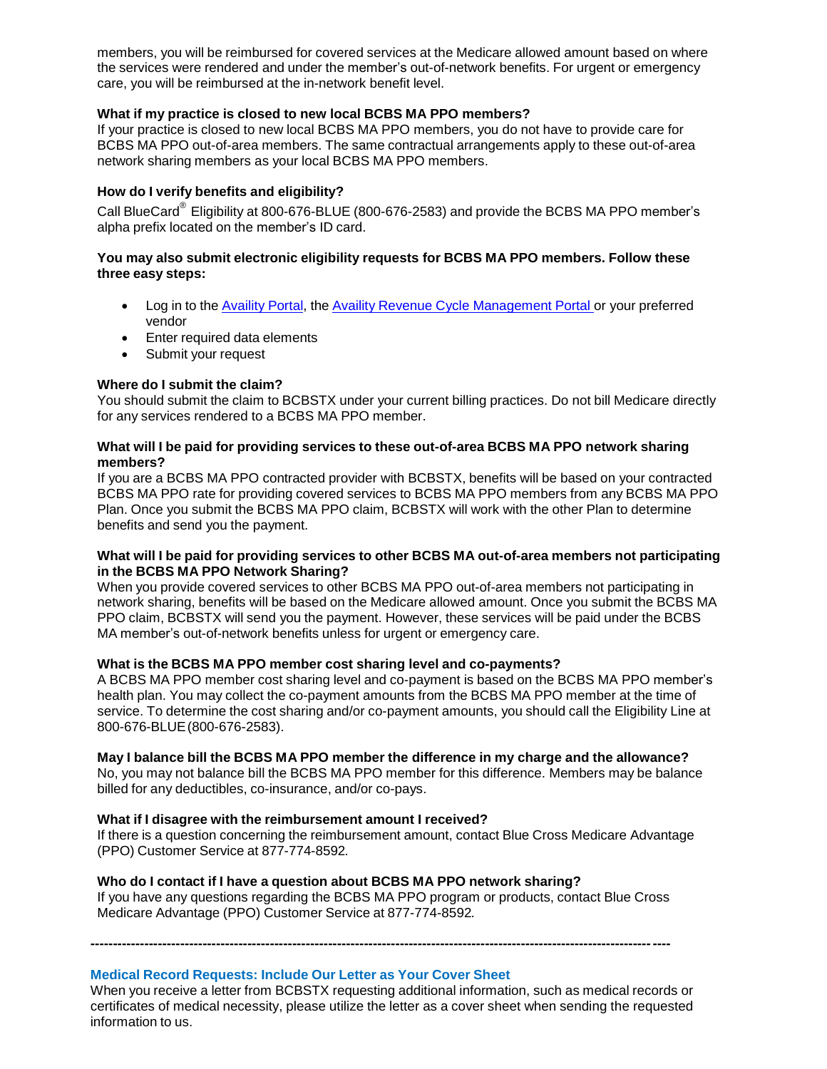members, you will be reimbursed for covered services at the Medicare allowed amount based on where the services were rendered and under the member's out-of-network benefits. For urgent or emergency care, you will be reimbursed at the in-network benefit level.

**What if my practice is closed to new local BCBS MA PPO members?**
If your practice is closed to new local BCBS MA PPO members, you do not have to provide care for BCBS MA PPO out-of-area members. The same contractual arrangements apply to these out-of-area network sharing members as your local BCBS MA PPO members.

**How do I verify benefits and eligibility?**
Call BlueCard® Eligibility at 800-676-BLUE (800-676-2583) and provide the BCBS MA PPO member's alpha prefix located on the member's ID card.

**You may also submit electronic eligibility requests for BCBS MA PPO members. Follow these three easy steps:**

- Log in to the Availity Portal, the Availity Revenue Cycle Management Portal or your preferred vendor
- Enter required data elements
- Submit your request

**Where do I submit the claim?**
You should submit the claim to BCBSTX under your current billing practices. Do not bill Medicare directly for any services rendered to a BCBS MA PPO member.

**What will I be paid for providing services to these out-of-area BCBS MA PPO network sharing members?**
If you are a BCBS MA PPO contracted provider with BCBSTX, benefits will be based on your contracted BCBS MA PPO rate for providing covered services to BCBS MA PPO members from any BCBS MA PPO Plan. Once you submit the BCBS MA PPO claim, BCBSTX will work with the other Plan to determine benefits and send you the payment.

**What will I be paid for providing services to other BCBS MA out-of-area members not participating in the BCBS MA PPO Network Sharing?**
When you provide covered services to other BCBS MA PPO out-of-area members not participating in network sharing, benefits will be based on the Medicare allowed amount. Once you submit the BCBS MA PPO claim, BCBSTX will send you the payment. However, these services will be paid under the BCBS MA member's out-of-network benefits unless for urgent or emergency care.

**What is the BCBS MA PPO member cost sharing level and co-payments?**
A BCBS MA PPO member cost sharing level and co-payment is based on the BCBS MA PPO member's health plan. You may collect the co-payment amounts from the BCBS MA PPO member at the time of service. To determine the cost sharing and/or co-payment amounts, you should call the Eligibility Line at 800-676-BLUE (800-676-2583).

**May I balance bill the BCBS MA PPO member the difference in my charge and the allowance?**
No, you may not balance bill the BCBS MA PPO member for this difference. Members may be balance billed for any deductibles, co-insurance, and/or co-pays.

**What if I disagree with the reimbursement amount I received?**
If there is a question concerning the reimbursement amount, contact Blue Cross Medicare Advantage (PPO) Customer Service at 877-774-8592.

**Who do I contact if I have a question about BCBS MA PPO network sharing?**
If you have any questions regarding the BCBS MA PPO program or products, contact Blue Cross Medicare Advantage (PPO) Customer Service at 877-774-8592.

---

## Medical Record Requests: Include Our Letter as Your Cover Sheet

When you receive a letter from BCBSTX requesting additional information, such as medical records or certificates of medical necessity, please utilize the letter as a cover sheet when sending the requested information to us.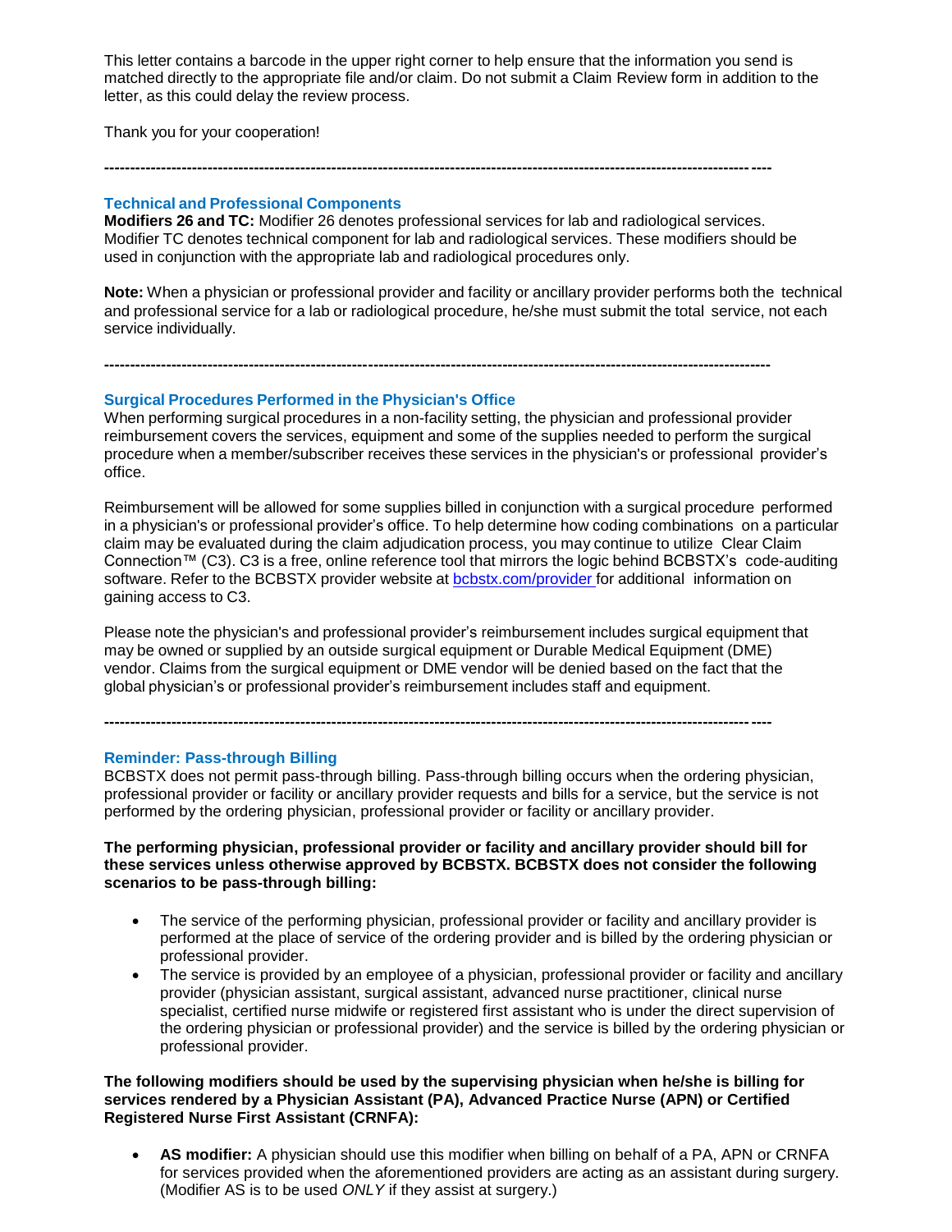This letter contains a barcode in the upper right corner to help ensure that the information you send is matched directly to the appropriate file and/or claim. Do not submit a Claim Review form in addition to the letter, as this could delay the review process.

Thank you for your cooperation!

---

### Technical and Professional Components

**Modifiers 26 and TC:** Modifier 26 denotes professional services for lab and radiological services. Modifier TC denotes technical component for lab and radiological services. These modifiers should be used in conjunction with the appropriate lab and radiological procedures only.

**Note:** When a physician or professional provider and facility or ancillary provider performs both the technical and professional service for a lab or radiological procedure, he/she must submit the total service, not each service individually.

---

### Surgical Procedures Performed in the Physician's Office

When performing surgical procedures in a non-facility setting, the physician and professional provider reimbursement covers the services, equipment and some of the supplies needed to perform the surgical procedure when a member/subscriber receives these services in the physician's or professional provider's office.

Reimbursement will be allowed for some supplies billed in conjunction with a surgical procedure performed in a physician's or professional provider's office. To help determine how coding combinations on a particular claim may be evaluated during the claim adjudication process, you may continue to utilize Clear Claim Connection™ (C3). C3 is a free, online reference tool that mirrors the logic behind BCBSTX's code-auditing software. Refer to the BCBSTX provider website at [bcbstx.com/provider](bcbstx.com/provider) for additional information on gaining access to C3.

Please note the physician's and professional provider's reimbursement includes surgical equipment that may be owned or supplied by an outside surgical equipment or Durable Medical Equipment (DME) vendor. Claims from the surgical equipment or DME vendor will be denied based on the fact that the global physician's or professional provider's reimbursement includes staff and equipment.

---

### Reminder: Pass-through Billing

BCBSTX does not permit pass-through billing. Pass-through billing occurs when the ordering physician, professional provider or facility or ancillary provider requests and bills for a service, but the service is not performed by the ordering physician, professional provider or facility or ancillary provider.

**The performing physician, professional provider or facility and ancillary provider should bill for these services unless otherwise approved by BCBSTX. BCBSTX does not consider the following scenarios to be pass-through billing:**

- The service of the performing physician, professional provider or facility and ancillary provider is performed at the place of service of the ordering provider and is billed by the ordering physician or professional provider.
- The service is provided by an employee of a physician, professional provider or facility and ancillary provider (physician assistant, surgical assistant, advanced nurse practitioner, clinical nurse specialist, certified nurse midwife or registered first assistant who is under the direct supervision of the ordering physician or professional provider) and the service is billed by the ordering physician or professional provider.

**The following modifiers should be used by the supervising physician when he/she is billing for services rendered by a Physician Assistant (PA), Advanced Practice Nurse (APN) or Certified Registered Nurse First Assistant (CRNFA):**

- **AS modifier:** A physician should use this modifier when billing on behalf of a PA, APN or CRNFA for services provided when the aforementioned providers are acting as an assistant during surgery. (Modifier AS is to be used *ONLY* if they assist at surgery.)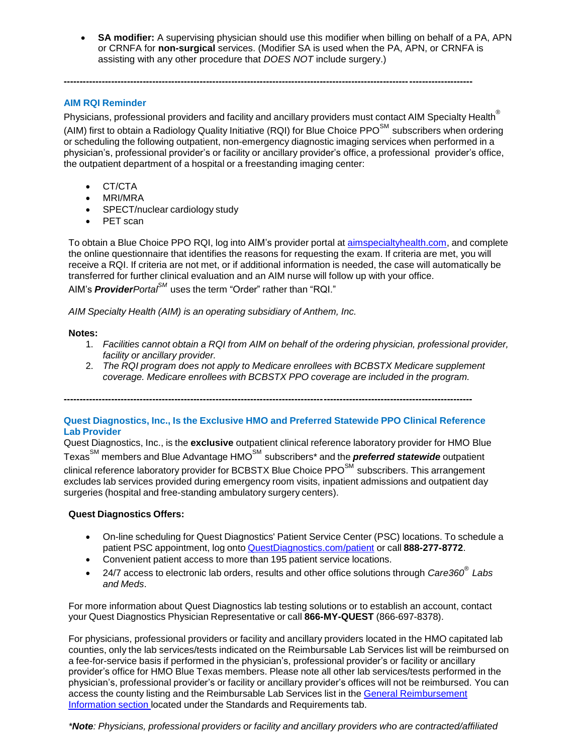- **SA modifier:** A supervising physician should use this modifier when billing on behalf of a PA, APN or CRNFA for **non-surgical** services. (Modifier SA is used when the PA, APN, or CRNFA is assisting with any other procedure that *DOES NOT* include surgery.)

---

## AIM RQI Reminder

Physicians, professional providers and facility and ancillary providers must contact AIM Specialty Health® (AIM) first to obtain a Radiology Quality Initiative (RQI) for Blue Choice PPO℠ subscribers when ordering or scheduling the following outpatient, non-emergency diagnostic imaging services when performed in a physician's, professional provider's or facility or ancillary provider's office, a professional provider's office, the outpatient department of a hospital or a freestanding imaging center:

- CT/CTA
- MRI/MRA
- SPECT/nuclear cardiology study
- PET scan

To obtain a Blue Choice PPO RQI, log into AIM's provider portal at aimspecialtyhealth.com, and complete the online questionnaire that identifies the reasons for requesting the exam. If criteria are met, you will receive a RQI. If criteria are not met, or if additional information is needed, the case will automatically be transferred for further clinical evaluation and an AIM nurse will follow up with your office.

AIM's ***Provider****Portal*℠ uses the term "Order" rather than "RQI."

*AIM Specialty Health (AIM) is an operating subsidiary of Anthem, Inc.*

**Notes:**

1. *Facilities cannot obtain a RQI from AIM on behalf of the ordering physician, professional provider, facility or ancillary provider.*
2. *The RQI program does not apply to Medicare enrollees with BCBSTX Medicare supplement coverage. Medicare enrollees with BCBSTX PPO coverage are included in the program.*

---

## Quest Diagnostics, Inc., Is the Exclusive HMO and Preferred Statewide PPO Clinical Reference Lab Provider

Quest Diagnostics, Inc., is the **exclusive** outpatient clinical reference laboratory provider for HMO Blue Texas℠ members and Blue Advantage HMO℠ subscribers* and the ***preferred statewide*** outpatient clinical reference laboratory provider for BCBSTX Blue Choice PPO℠ subscribers. This arrangement excludes lab services provided during emergency room visits, inpatient admissions and outpatient day surgeries (hospital and free-standing ambulatory surgery centers).

**Quest Diagnostics Offers:**

- On-line scheduling for Quest Diagnostics' Patient Service Center (PSC) locations. To schedule a patient PSC appointment, log onto QuestDiagnostics.com/patient or call **888-277-8772**.
- Convenient patient access to more than 195 patient service locations.
- 24/7 access to electronic lab orders, results and other office solutions through *Care360® Labs and Meds*.

For more information about Quest Diagnostics lab testing solutions or to establish an account, contact your Quest Diagnostics Physician Representative or call **866-MY-QUEST** (866-697-8378).

For physicians, professional providers or facility and ancillary providers located in the HMO capitated lab counties, only the lab services/tests indicated on the Reimbursable Lab Services list will be reimbursed on a fee-for-service basis if performed in the physician's, professional provider's or facility or ancillary provider's office for HMO Blue Texas members. Please note all other lab services/tests performed in the physician's, professional provider's or facility or ancillary provider's offices will not be reimbursed. You can access the county listing and the Reimbursable Lab Services list in the General Reimbursement Information section located under the Standards and Requirements tab.

**Note*: Physicians, professional providers or facility and ancillary providers who are contracted/affiliated*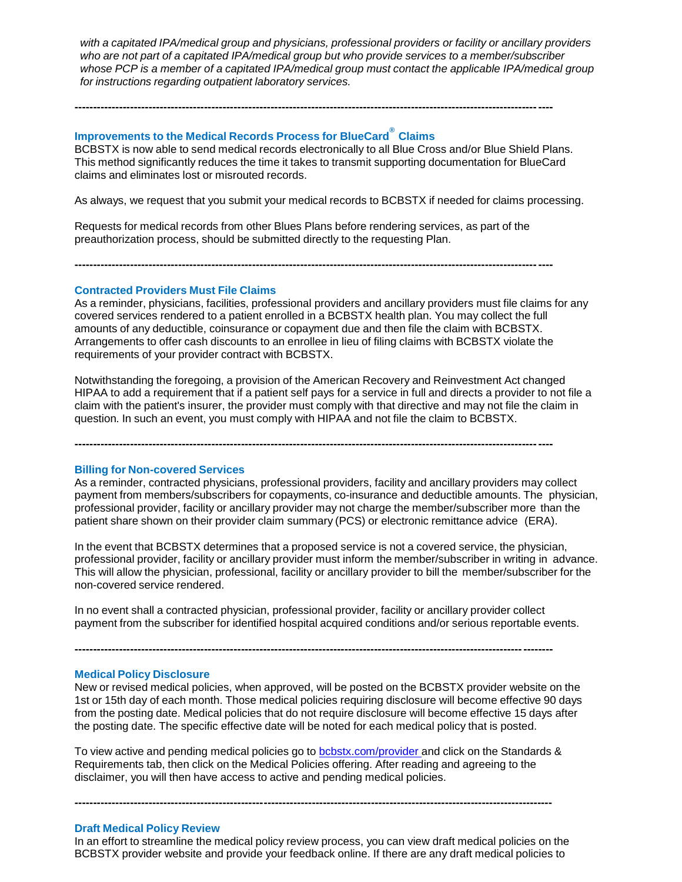*with a capitated IPA/medical group and physicians, professional providers or facility or ancillary providers who are not part of a capitated IPA/medical group but who provide services to a member/subscriber whose PCP is a member of a capitated IPA/medical group must contact the applicable IPA/medical group for instructions regarding outpatient laboratory services.*

---

### Improvements to the Medical Records Process for BlueCard® Claims

BCBSTX is now able to send medical records electronically to all Blue Cross and/or Blue Shield Plans. This method significantly reduces the time it takes to transmit supporting documentation for BlueCard claims and eliminates lost or misrouted records.

As always, we request that you submit your medical records to BCBSTX if needed for claims processing.

Requests for medical records from other Blues Plans before rendering services, as part of the preauthorization process, should be submitted directly to the requesting Plan.

---

### Contracted Providers Must File Claims

As a reminder, physicians, facilities, professional providers and ancillary providers must file claims for any covered services rendered to a patient enrolled in a BCBSTX health plan. You may collect the full amounts of any deductible, coinsurance or copayment due and then file the claim with BCBSTX. Arrangements to offer cash discounts to an enrollee in lieu of filing claims with BCBSTX violate the requirements of your provider contract with BCBSTX.

Notwithstanding the foregoing, a provision of the American Recovery and Reinvestment Act changed HIPAA to add a requirement that if a patient self pays for a service in full and directs a provider to not file a claim with the patient's insurer, the provider must comply with that directive and may not file the claim in question. In such an event, you must comply with HIPAA and not file the claim to BCBSTX.

---

### Billing for Non-covered Services

As a reminder, contracted physicians, professional providers, facility and ancillary providers may collect payment from members/subscribers for copayments, co-insurance and deductible amounts. The physician, professional provider, facility or ancillary provider may not charge the member/subscriber more than the patient share shown on their provider claim summary (PCS) or electronic remittance advice (ERA).

In the event that BCBSTX determines that a proposed service is not a covered service, the physician, professional provider, facility or ancillary provider must inform the member/subscriber in writing in advance. This will allow the physician, professional, facility or ancillary provider to bill the member/subscriber for the non-covered service rendered.

In no event shall a contracted physician, professional provider, facility or ancillary provider collect payment from the subscriber for identified hospital acquired conditions and/or serious reportable events.

---

### Medical Policy Disclosure

New or revised medical policies, when approved, will be posted on the BCBSTX provider website on the 1st or 15th day of each month. Those medical policies requiring disclosure will become effective 90 days from the posting date. Medical policies that do not require disclosure will become effective 15 days after the posting date. The specific effective date will be noted for each medical policy that is posted.

To view active and pending medical policies go to bcbstx.com/provider and click on the Standards & Requirements tab, then click on the Medical Policies offering. After reading and agreeing to the disclaimer, you will then have access to active and pending medical policies.

---

### Draft Medical Policy Review

In an effort to streamline the medical policy review process, you can view draft medical policies on the BCBSTX provider website and provide your feedback online. If there are any draft medical policies to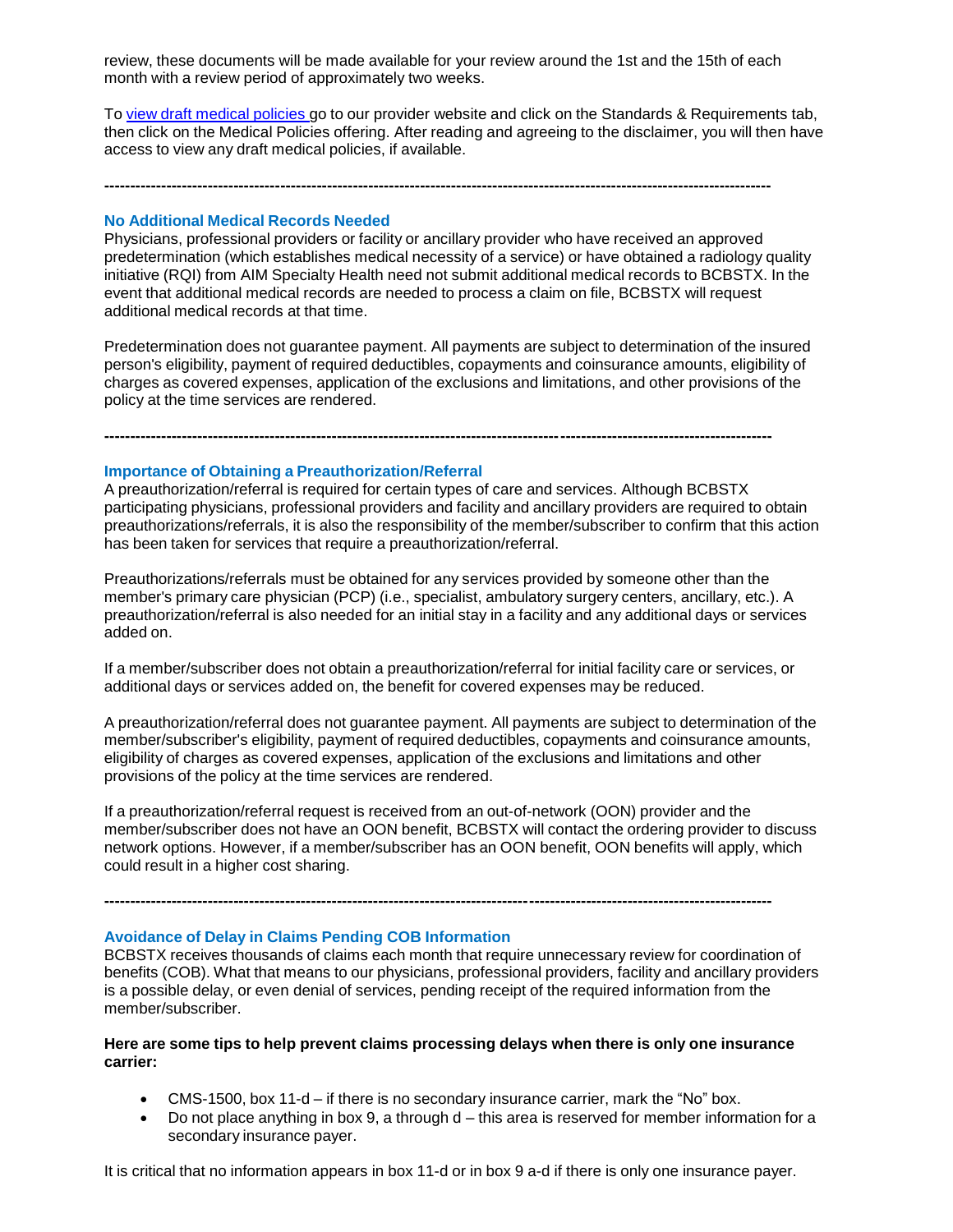review, these documents will be made available for your review around the 1st and the 15th of each month with a review period of approximately two weeks.

To [view draft medical policies ](#)go to our provider website and click on the Standards & Requirements tab, then click on the Medical Policies offering. After reading and agreeing to the disclaimer, you will then have access to view any draft medical policies, if available.

---

### No Additional Medical Records Needed

Physicians, professional providers or facility or ancillary provider who have received an approved predetermination (which establishes medical necessity of a service) or have obtained a radiology quality initiative (RQI) from AIM Specialty Health need not submit additional medical records to BCBSTX. In the event that additional medical records are needed to process a claim on file, BCBSTX will request additional medical records at that time.

Predetermination does not guarantee payment. All payments are subject to determination of the insured person's eligibility, payment of required deductibles, copayments and coinsurance amounts, eligibility of charges as covered expenses, application of the exclusions and limitations, and other provisions of the policy at the time services are rendered.

---

### Importance of Obtaining a Preauthorization/Referral

A preauthorization/referral is required for certain types of care and services. Although BCBSTX participating physicians, professional providers and facility and ancillary providers are required to obtain preauthorizations/referrals, it is also the responsibility of the member/subscriber to confirm that this action has been taken for services that require a preauthorization/referral.

Preauthorizations/referrals must be obtained for any services provided by someone other than the member's primary care physician (PCP) (i.e., specialist, ambulatory surgery centers, ancillary, etc.). A preauthorization/referral is also needed for an initial stay in a facility and any additional days or services added on.

If a member/subscriber does not obtain a preauthorization/referral for initial facility care or services, or additional days or services added on, the benefit for covered expenses may be reduced.

A preauthorization/referral does not guarantee payment. All payments are subject to determination of the member/subscriber's eligibility, payment of required deductibles, copayments and coinsurance amounts, eligibility of charges as covered expenses, application of the exclusions and limitations and other provisions of the policy at the time services are rendered.

If a preauthorization/referral request is received from an out-of-network (OON) provider and the member/subscriber does not have an OON benefit, BCBSTX will contact the ordering provider to discuss network options. However, if a member/subscriber has an OON benefit, OON benefits will apply, which could result in a higher cost sharing.

---

### Avoidance of Delay in Claims Pending COB Information

BCBSTX receives thousands of claims each month that require unnecessary review for coordination of benefits (COB). What that means to our physicians, professional providers, facility and ancillary providers is a possible delay, or even denial of services, pending receipt of the required information from the member/subscriber.

**Here are some tips to help prevent claims processing delays when there is only one insurance carrier:**

- CMS-1500, box 11-d – if there is no secondary insurance carrier, mark the "No" box.
- Do not place anything in box 9, a through d – this area is reserved for member information for a secondary insurance payer.

It is critical that no information appears in box 11-d or in box 9 a-d if there is only one insurance payer.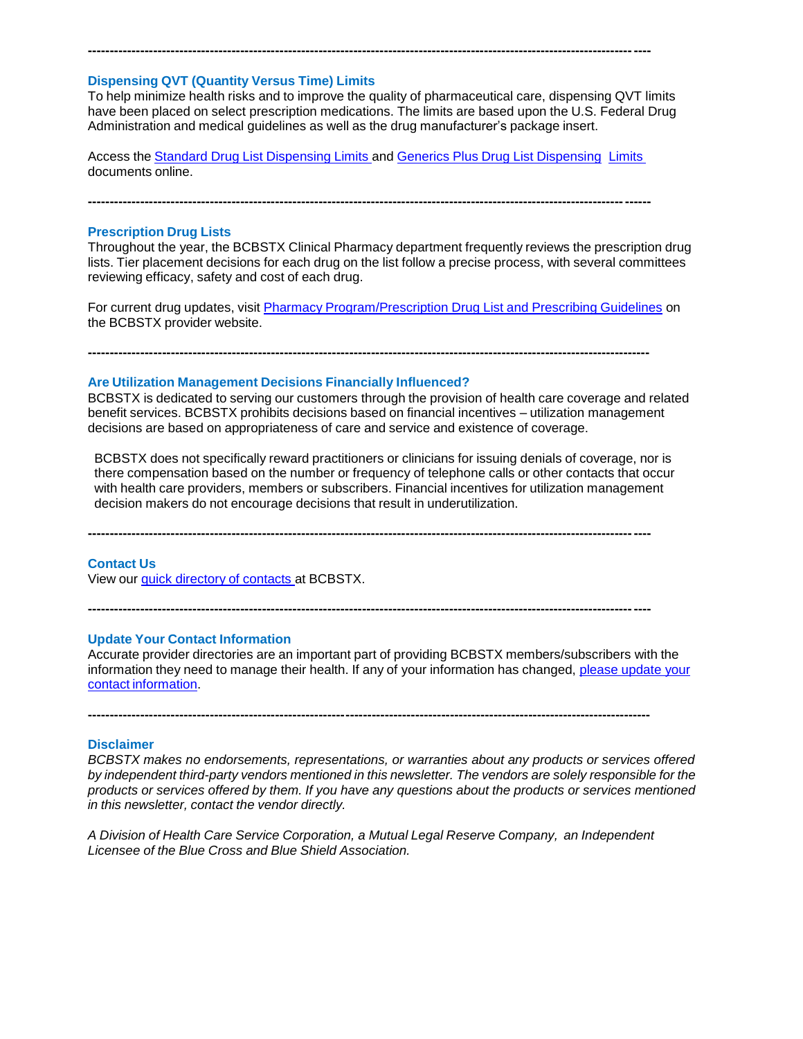---

### Dispensing QVT (Quantity Versus Time) Limits

To help minimize health risks and to improve the quality of pharmaceutical care, dispensing QVT limits have been placed on select prescription medications. The limits are based upon the U.S. Federal Drug Administration and medical guidelines as well as the drug manufacturer's package insert.

Access the Standard Drug List Dispensing Limits and Generics Plus Drug List Dispensing Limits documents online.

---

### Prescription Drug Lists

Throughout the year, the BCBSTX Clinical Pharmacy department frequently reviews the prescription drug lists. Tier placement decisions for each drug on the list follow a precise process, with several committees reviewing efficacy, safety and cost of each drug.

For current drug updates, visit Pharmacy Program/Prescription Drug List and Prescribing Guidelines on the BCBSTX provider website.

---

### Are Utilization Management Decisions Financially Influenced?

BCBSTX is dedicated to serving our customers through the provision of health care coverage and related benefit services. BCBSTX prohibits decisions based on financial incentives – utilization management decisions are based on appropriateness of care and service and existence of coverage.

BCBSTX does not specifically reward practitioners or clinicians for issuing denials of coverage, nor is there compensation based on the number or frequency of telephone calls or other contacts that occur with health care providers, members or subscribers. Financial incentives for utilization management decision makers do not encourage decisions that result in underutilization.

---

### Contact Us

View our quick directory of contacts at BCBSTX.

---

### Update Your Contact Information

Accurate provider directories are an important part of providing BCBSTX members/subscribers with the information they need to manage their health. If any of your information has changed, please update your contact information.

---

### Disclaimer

*BCBSTX makes no endorsements, representations, or warranties about any products or services offered by independent third-party vendors mentioned in this newsletter. The vendors are solely responsible for the products or services offered by them. If you have any questions about the products or services mentioned in this newsletter, contact the vendor directly.*

*A Division of Health Care Service Corporation, a Mutual Legal Reserve Company, an Independent Licensee of the Blue Cross and Blue Shield Association.*